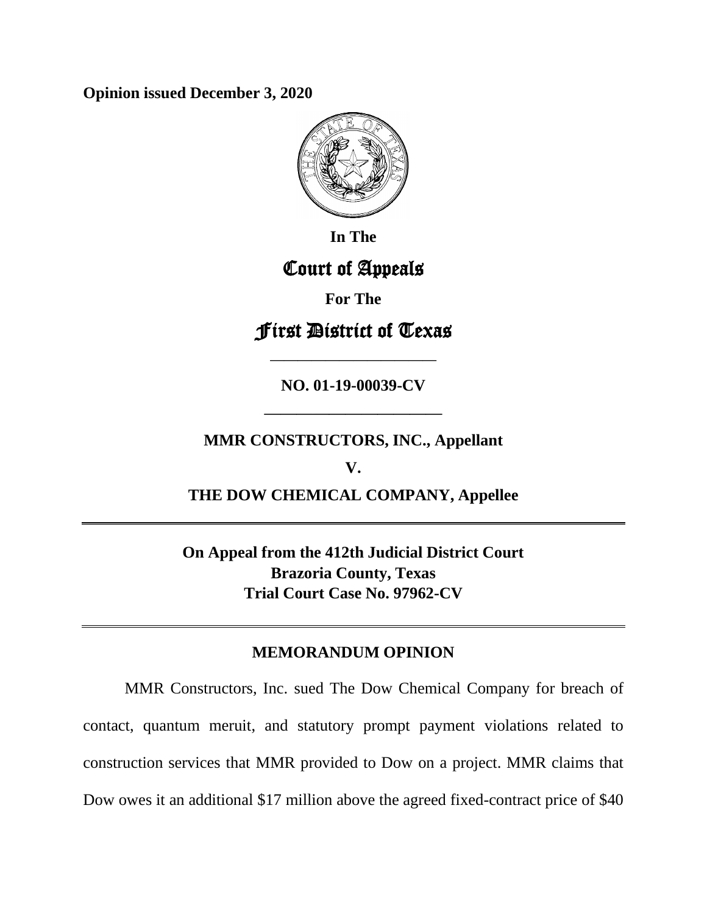**Opinion issued December 3, 2020**

**In The**

# Court of Appeals

**For The**

# First District of Texas

---

**NO. 01-19-00039-CV**

---

**MMR CONSTRUCTORS, INC., Appellant**

**V.**

**THE DOW CHEMICAL COMPANY, Appellee**

---

**On Appeal from the 412th Judicial District Court**
**Brazoria County, Texas**
**Trial Court Case No. 97962-CV**

---

## MEMORANDUM OPINION

MMR Constructors, Inc. sued The Dow Chemical Company for breach of contact, quantum meruit, and statutory prompt payment violations related to construction services that MMR provided to Dow on a project. MMR claims that Dow owes it an additional $17 million above the agreed fixed-contract price of $40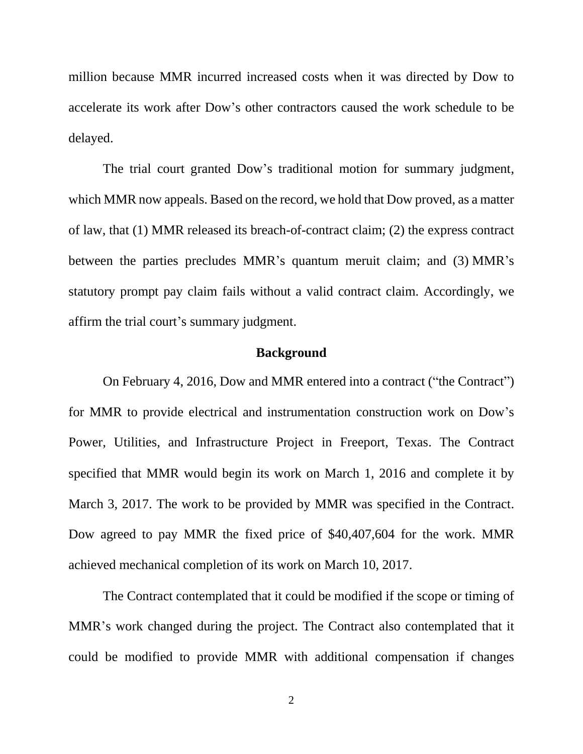million because MMR incurred increased costs when it was directed by Dow to accelerate its work after Dow's other contractors caused the work schedule to be delayed.

The trial court granted Dow's traditional motion for summary judgment, which MMR now appeals. Based on the record, we hold that Dow proved, as a matter of law, that (1) MMR released its breach-of-contract claim; (2) the express contract between the parties precludes MMR's quantum meruit claim; and (3) MMR's statutory prompt pay claim fails without a valid contract claim. Accordingly, we affirm the trial court's summary judgment.

## Background

On February 4, 2016, Dow and MMR entered into a contract ("the Contract") for MMR to provide electrical and instrumentation construction work on Dow's Power, Utilities, and Infrastructure Project in Freeport, Texas. The Contract specified that MMR would begin its work on March 1, 2016 and complete it by March 3, 2017. The work to be provided by MMR was specified in the Contract. Dow agreed to pay MMR the fixed price of $40,407,604 for the work. MMR achieved mechanical completion of its work on March 10, 2017.

The Contract contemplated that it could be modified if the scope or timing of MMR's work changed during the project. The Contract also contemplated that it could be modified to provide MMR with additional compensation if changes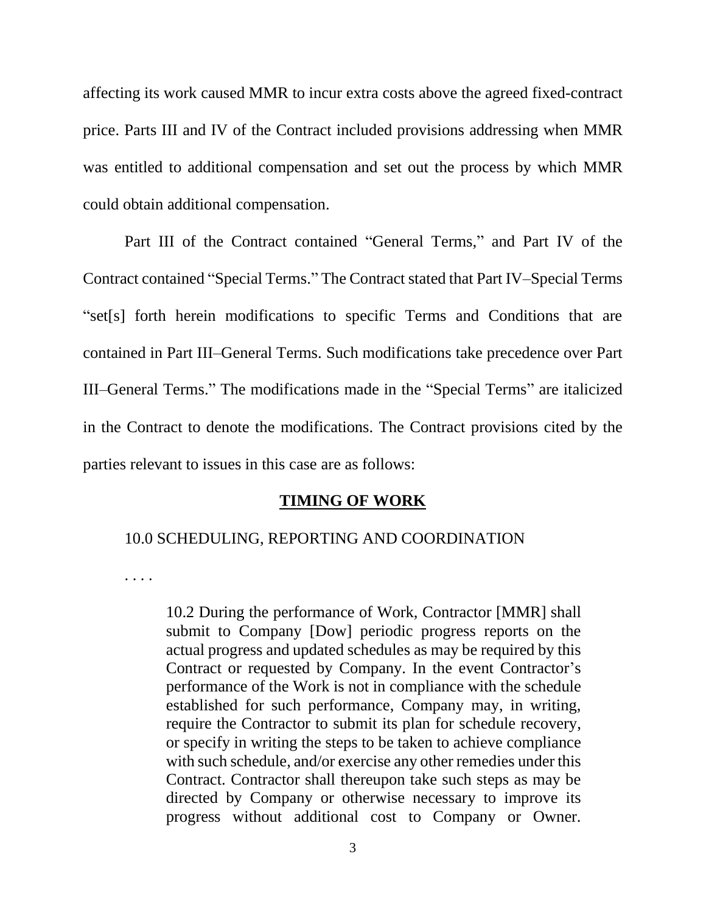affecting its work caused MMR to incur extra costs above the agreed fixed-contract price. Parts III and IV of the Contract included provisions addressing when MMR was entitled to additional compensation and set out the process by which MMR could obtain additional compensation.

Part III of the Contract contained "General Terms," and Part IV of the Contract contained "Special Terms." The Contract stated that Part IV–Special Terms "set[s] forth herein modifications to specific Terms and Conditions that are contained in Part III–General Terms. Such modifications take precedence over Part III–General Terms." The modifications made in the "Special Terms" are italicized in the Contract to denote the modifications. The Contract provisions cited by the parties relevant to issues in this case are as follows:

**TIMING OF WORK**

10.0 SCHEDULING, REPORTING AND COORDINATION

. . . .

> 10.2 During the performance of Work, Contractor [MMR] shall submit to Company [Dow] periodic progress reports on the actual progress and updated schedules as may be required by this Contract or requested by Company. In the event Contractor's performance of the Work is not in compliance with the schedule established for such performance, Company may, in writing, require the Contractor to submit its plan for schedule recovery, or specify in writing the steps to be taken to achieve compliance with such schedule, and/or exercise any other remedies under this Contract. Contractor shall thereupon take such steps as may be directed by Company or otherwise necessary to improve its progress without additional cost to Company or Owner.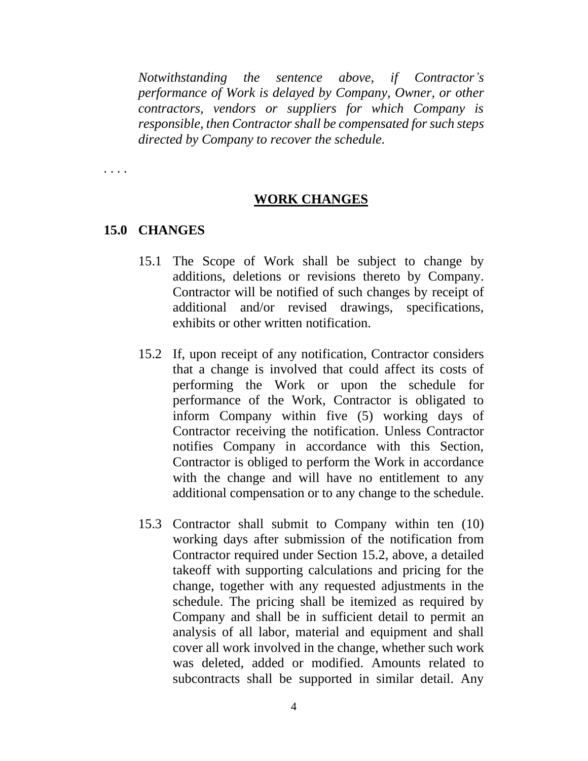*Notwithstanding the sentence above, if Contractor's performance of Work is delayed by Company, Owner, or other contractors, vendors or suppliers for which Company is responsible, then Contractor shall be compensated for such steps directed by Company to recover the schedule.*

. . . .

**WORK CHANGES**

**15.0 CHANGES**

15.1 The Scope of Work shall be subject to change by additions, deletions or revisions thereto by Company. Contractor will be notified of such changes by receipt of additional and/or revised drawings, specifications, exhibits or other written notification.

15.2 If, upon receipt of any notification, Contractor considers that a change is involved that could affect its costs of performing the Work or upon the schedule for performance of the Work, Contractor is obligated to inform Company within five (5) working days of Contractor receiving the notification. Unless Contractor notifies Company in accordance with this Section, Contractor is obliged to perform the Work in accordance with the change and will have no entitlement to any additional compensation or to any change to the schedule.

15.3 Contractor shall submit to Company within ten (10) working days after submission of the notification from Contractor required under Section 15.2, above, a detailed takeoff with supporting calculations and pricing for the change, together with any requested adjustments in the schedule. The pricing shall be itemized as required by Company and shall be in sufficient detail to permit an analysis of all labor, material and equipment and shall cover all work involved in the change, whether such work was deleted, added or modified. Amounts related to subcontracts shall be supported in similar detail. Any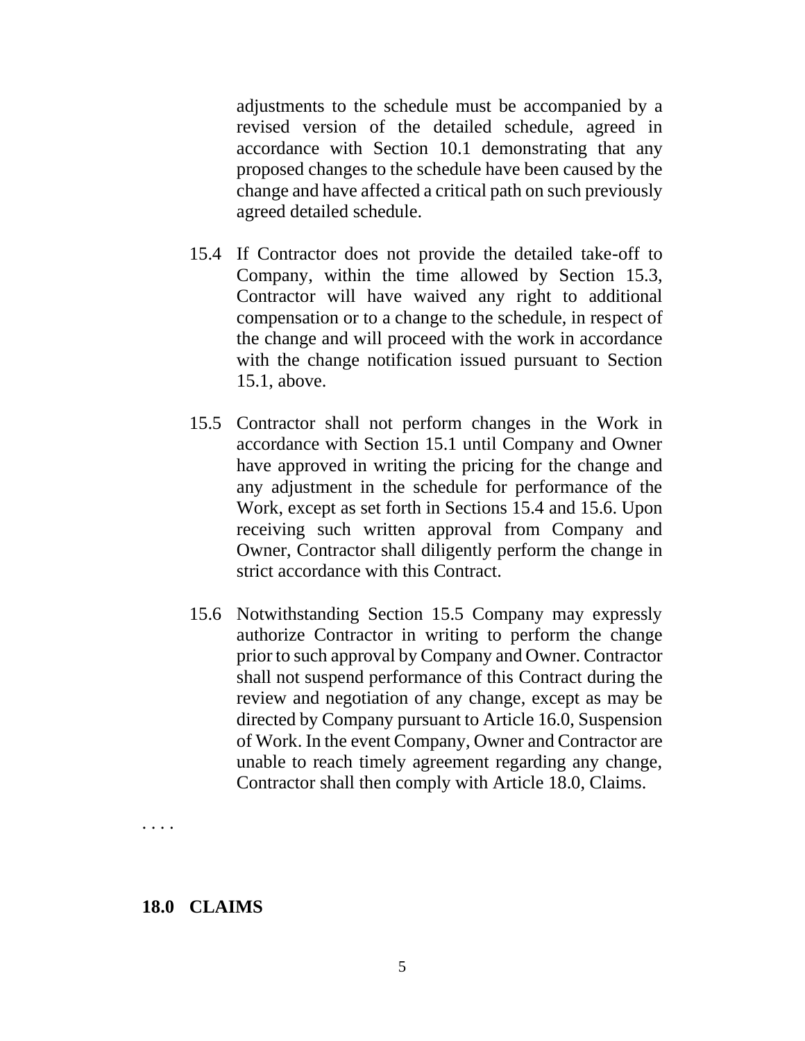adjustments to the schedule must be accompanied by a revised version of the detailed schedule, agreed in accordance with Section 10.1 demonstrating that any proposed changes to the schedule have been caused by the change and have affected a critical path on such previously agreed detailed schedule.

15.4 If Contractor does not provide the detailed take-off to Company, within the time allowed by Section 15.3, Contractor will have waived any right to additional compensation or to a change to the schedule, in respect of the change and will proceed with the work in accordance with the change notification issued pursuant to Section 15.1, above.

15.5 Contractor shall not perform changes in the Work in accordance with Section 15.1 until Company and Owner have approved in writing the pricing for the change and any adjustment in the schedule for performance of the Work, except as set forth in Sections 15.4 and 15.6. Upon receiving such written approval from Company and Owner, Contractor shall diligently perform the change in strict accordance with this Contract.

15.6 Notwithstanding Section 15.5 Company may expressly authorize Contractor in writing to perform the change prior to such approval by Company and Owner. Contractor shall not suspend performance of this Contract during the review and negotiation of any change, except as may be directed by Company pursuant to Article 16.0, Suspension of Work. In the event Company, Owner and Contractor are unable to reach timely agreement regarding any change, Contractor shall then comply with Article 18.0, Claims.

. . . .

**18.0 CLAIMS**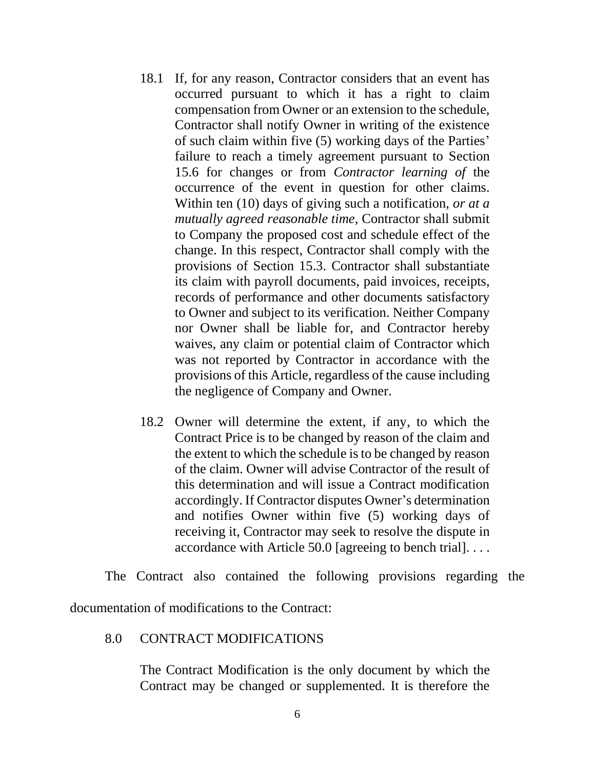> 18.1 If, for any reason, Contractor considers that an event has occurred pursuant to which it has a right to claim compensation from Owner or an extension to the schedule, Contractor shall notify Owner in writing of the existence of such claim within five (5) working days of the Parties' failure to reach a timely agreement pursuant to Section 15.6 for changes or from *Contractor learning of* the occurrence of the event in question for other claims. Within ten (10) days of giving such a notification, *or at a mutually agreed reasonable time*, Contractor shall submit to Company the proposed cost and schedule effect of the change. In this respect, Contractor shall comply with the provisions of Section 15.3. Contractor shall substantiate its claim with payroll documents, paid invoices, receipts, records of performance and other documents satisfactory to Owner and subject to its verification. Neither Company nor Owner shall be liable for, and Contractor hereby waives, any claim or potential claim of Contractor which was not reported by Contractor in accordance with the provisions of this Article, regardless of the cause including the negligence of Company and Owner.
>
> 18.2 Owner will determine the extent, if any, to which the Contract Price is to be changed by reason of the claim and the extent to which the schedule is to be changed by reason of the claim. Owner will advise Contractor of the result of this determination and will issue a Contract modification accordingly. If Contractor disputes Owner's determination and notifies Owner within five (5) working days of receiving it, Contractor may seek to resolve the dispute in accordance with Article 50.0 [agreeing to bench trial]. . . .

The Contract also contained the following provisions regarding the documentation of modifications to the Contract:

> 8.0 CONTRACT MODIFICATIONS
>
> The Contract Modification is the only document by which the Contract may be changed or supplemented. It is therefore the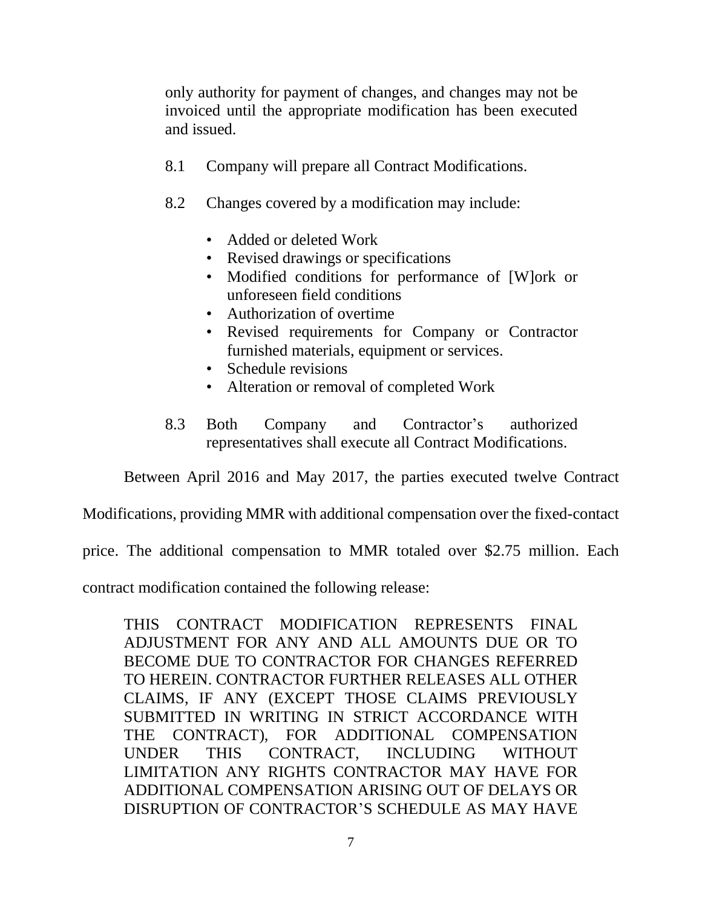only authority for payment of changes, and changes may not be invoiced until the appropriate modification has been executed and issued.

8.1 Company will prepare all Contract Modifications.

8.2 Changes covered by a modification may include:

- Added or deleted Work
- Revised drawings or specifications
- Modified conditions for performance of [W]ork or unforeseen field conditions
- Authorization of overtime
- Revised requirements for Company or Contractor furnished materials, equipment or services.
- Schedule revisions
- Alteration or removal of completed Work

8.3 Both Company and Contractor's authorized representatives shall execute all Contract Modifications.

Between April 2016 and May 2017, the parties executed twelve Contract Modifications, providing MMR with additional compensation over the fixed-contact price. The additional compensation to MMR totaled over $2.75 million. Each contract modification contained the following release:

> THIS CONTRACT MODIFICATION REPRESENTS FINAL ADJUSTMENT FOR ANY AND ALL AMOUNTS DUE OR TO BECOME DUE TO CONTRACTOR FOR CHANGES REFERRED TO HEREIN. CONTRACTOR FURTHER RELEASES ALL OTHER CLAIMS, IF ANY (EXCEPT THOSE CLAIMS PREVIOUSLY SUBMITTED IN WRITING IN STRICT ACCORDANCE WITH THE CONTRACT), FOR ADDITIONAL COMPENSATION UNDER THIS CONTRACT, INCLUDING WITHOUT LIMITATION ANY RIGHTS CONTRACTOR MAY HAVE FOR ADDITIONAL COMPENSATION ARISING OUT OF DELAYS OR DISRUPTION OF CONTRACTOR'S SCHEDULE AS MAY HAVE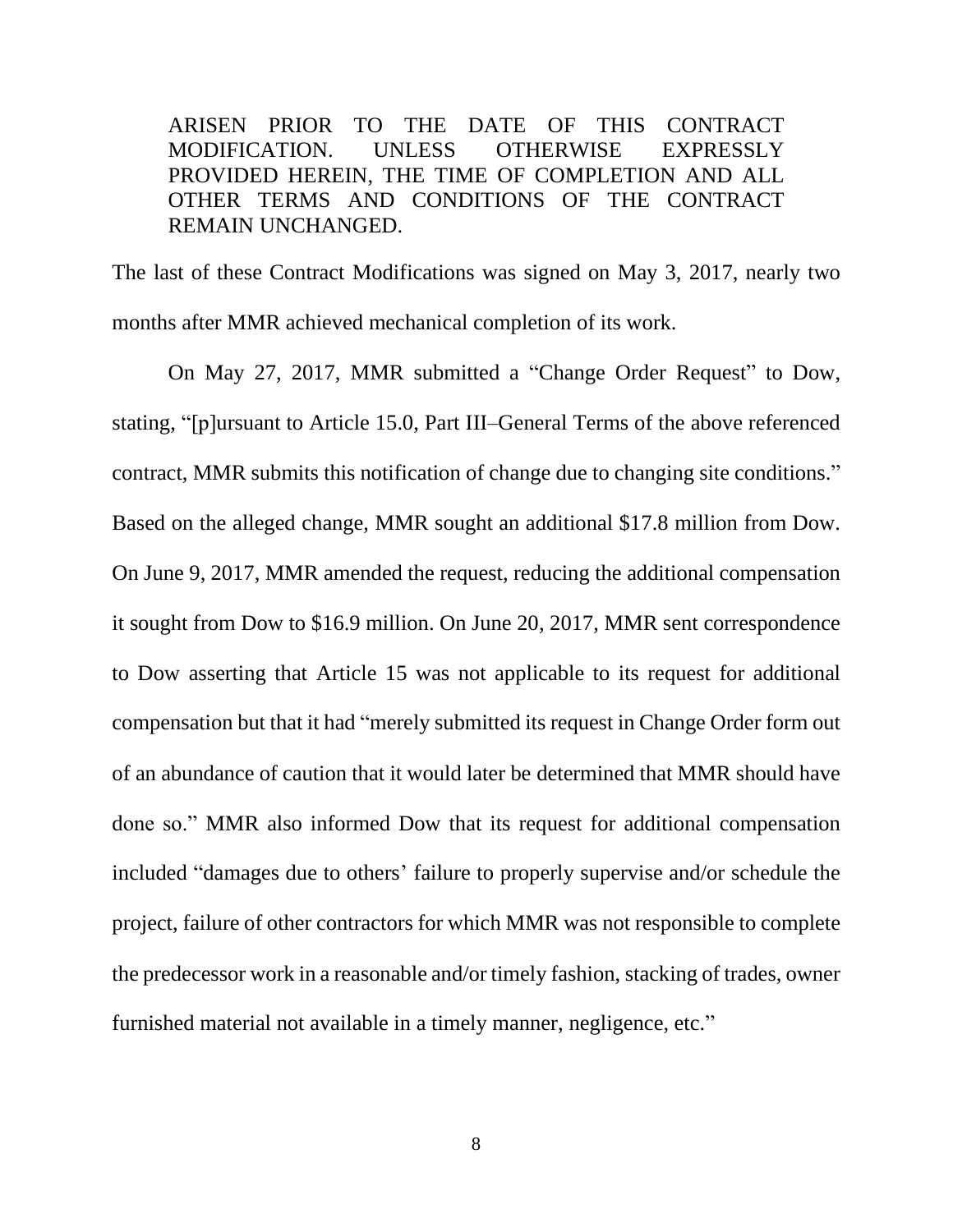> ARISEN PRIOR TO THE DATE OF THIS CONTRACT MODIFICATION. UNLESS OTHERWISE EXPRESSLY PROVIDED HEREIN, THE TIME OF COMPLETION AND ALL OTHER TERMS AND CONDITIONS OF THE CONTRACT REMAIN UNCHANGED.

The last of these Contract Modifications was signed on May 3, 2017, nearly two months after MMR achieved mechanical completion of its work.

On May 27, 2017, MMR submitted a "Change Order Request" to Dow, stating, "[p]ursuant to Article 15.0, Part III–General Terms of the above referenced contract, MMR submits this notification of change due to changing site conditions." Based on the alleged change, MMR sought an additional $17.8 million from Dow. On June 9, 2017, MMR amended the request, reducing the additional compensation it sought from Dow to $16.9 million. On June 20, 2017, MMR sent correspondence to Dow asserting that Article 15 was not applicable to its request for additional compensation but that it had "merely submitted its request in Change Order form out of an abundance of caution that it would later be determined that MMR should have done so." MMR also informed Dow that its request for additional compensation included "damages due to others' failure to properly supervise and/or schedule the project, failure of other contractors for which MMR was not responsible to complete the predecessor work in a reasonable and/or timely fashion, stacking of trades, owner furnished material not available in a timely manner, negligence, etc."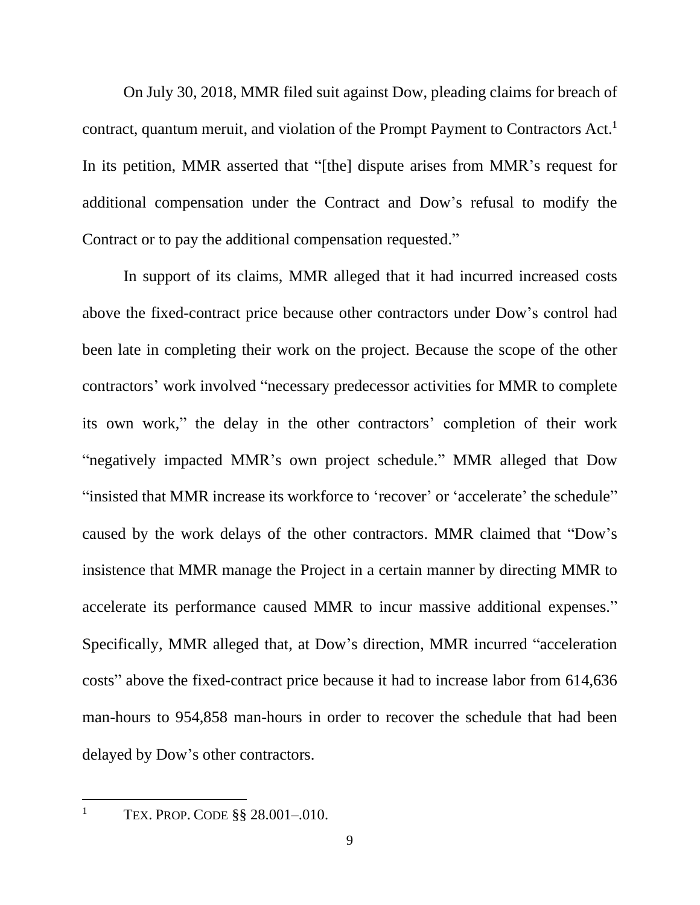On July 30, 2018, MMR filed suit against Dow, pleading claims for breach of contract, quantum meruit, and violation of the Prompt Payment to Contractors Act.[1] In its petition, MMR asserted that "[the] dispute arises from MMR's request for additional compensation under the Contract and Dow's refusal to modify the Contract or to pay the additional compensation requested."

In support of its claims, MMR alleged that it had incurred increased costs above the fixed-contract price because other contractors under Dow's control had been late in completing their work on the project. Because the scope of the other contractors' work involved "necessary predecessor activities for MMR to complete its own work," the delay in the other contractors' completion of their work "negatively impacted MMR's own project schedule." MMR alleged that Dow "insisted that MMR increase its workforce to 'recover' or 'accelerate' the schedule" caused by the work delays of the other contractors. MMR claimed that "Dow's insistence that MMR manage the Project in a certain manner by directing MMR to accelerate its performance caused MMR to incur massive additional expenses." Specifically, MMR alleged that, at Dow's direction, MMR incurred "acceleration costs" above the fixed-contract price because it had to increase labor from 614,636 man-hours to 954,858 man-hours in order to recover the schedule that had been delayed by Dow's other contractors.

[1] TEX. PROP. CODE §§ 28.001–.010.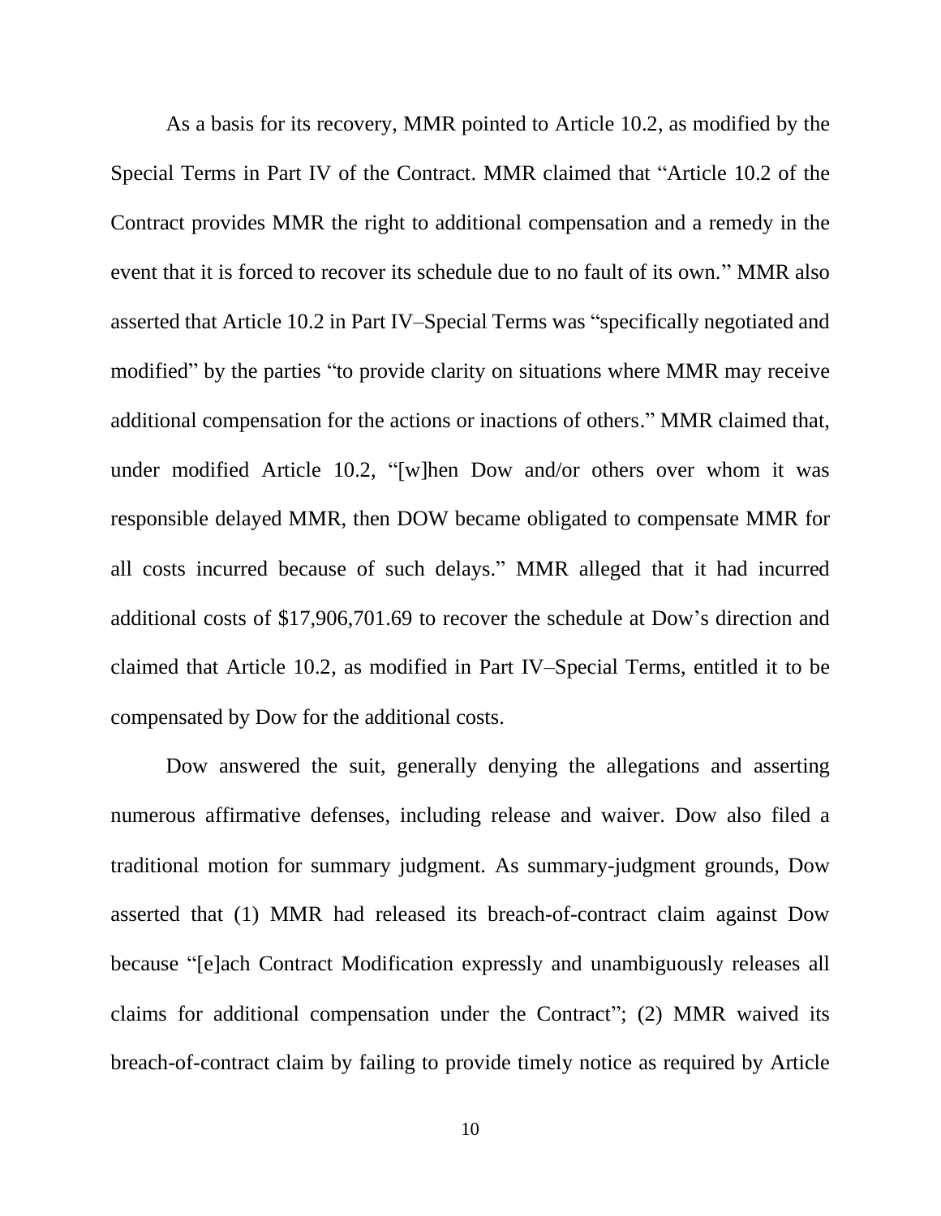As a basis for its recovery, MMR pointed to Article 10.2, as modified by the Special Terms in Part IV of the Contract. MMR claimed that "Article 10.2 of the Contract provides MMR the right to additional compensation and a remedy in the event that it is forced to recover its schedule due to no fault of its own." MMR also asserted that Article 10.2 in Part IV–Special Terms was "specifically negotiated and modified" by the parties "to provide clarity on situations where MMR may receive additional compensation for the actions or inactions of others." MMR claimed that, under modified Article 10.2, "[w]hen Dow and/or others over whom it was responsible delayed MMR, then DOW became obligated to compensate MMR for all costs incurred because of such delays." MMR alleged that it had incurred additional costs of $17,906,701.69 to recover the schedule at Dow's direction and claimed that Article 10.2, as modified in Part IV–Special Terms, entitled it to be compensated by Dow for the additional costs.

Dow answered the suit, generally denying the allegations and asserting numerous affirmative defenses, including release and waiver. Dow also filed a traditional motion for summary judgment. As summary-judgment grounds, Dow asserted that (1) MMR had released its breach-of-contract claim against Dow because "[e]ach Contract Modification expressly and unambiguously releases all claims for additional compensation under the Contract"; (2) MMR waived its breach-of-contract claim by failing to provide timely notice as required by Article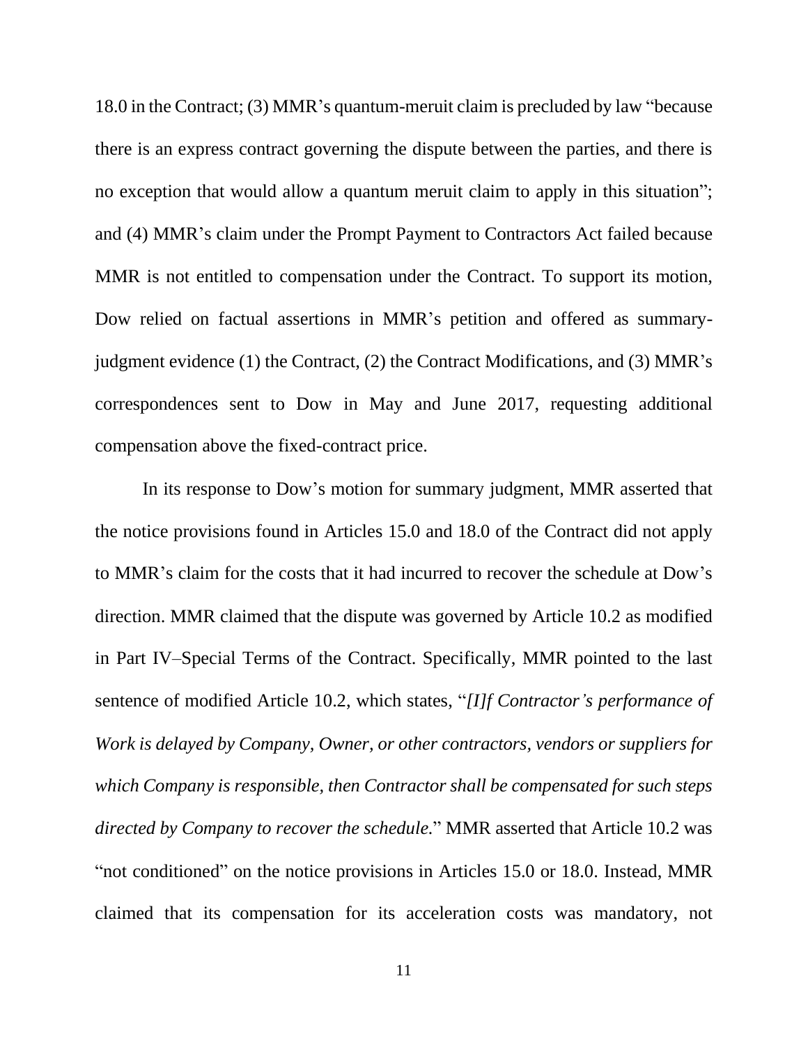18.0 in the Contract; (3) MMR's quantum-meruit claim is precluded by law "because there is an express contract governing the dispute between the parties, and there is no exception that would allow a quantum meruit claim to apply in this situation"; and (4) MMR's claim under the Prompt Payment to Contractors Act failed because MMR is not entitled to compensation under the Contract. To support its motion, Dow relied on factual assertions in MMR's petition and offered as summary-judgment evidence (1) the Contract, (2) the Contract Modifications, and (3) MMR's correspondences sent to Dow in May and June 2017, requesting additional compensation above the fixed-contract price.

In its response to Dow's motion for summary judgment, MMR asserted that the notice provisions found in Articles 15.0 and 18.0 of the Contract did not apply to MMR's claim for the costs that it had incurred to recover the schedule at Dow's direction. MMR claimed that the dispute was governed by Article 10.2 as modified in Part IV–Special Terms of the Contract. Specifically, MMR pointed to the last sentence of modified Article 10.2, which states, "*[I]f Contractor's performance of Work is delayed by Company, Owner, or other contractors, vendors or suppliers for which Company is responsible, then Contractor shall be compensated for such steps directed by Company to recover the schedule.*" MMR asserted that Article 10.2 was "not conditioned" on the notice provisions in Articles 15.0 or 18.0. Instead, MMR claimed that its compensation for its acceleration costs was mandatory, not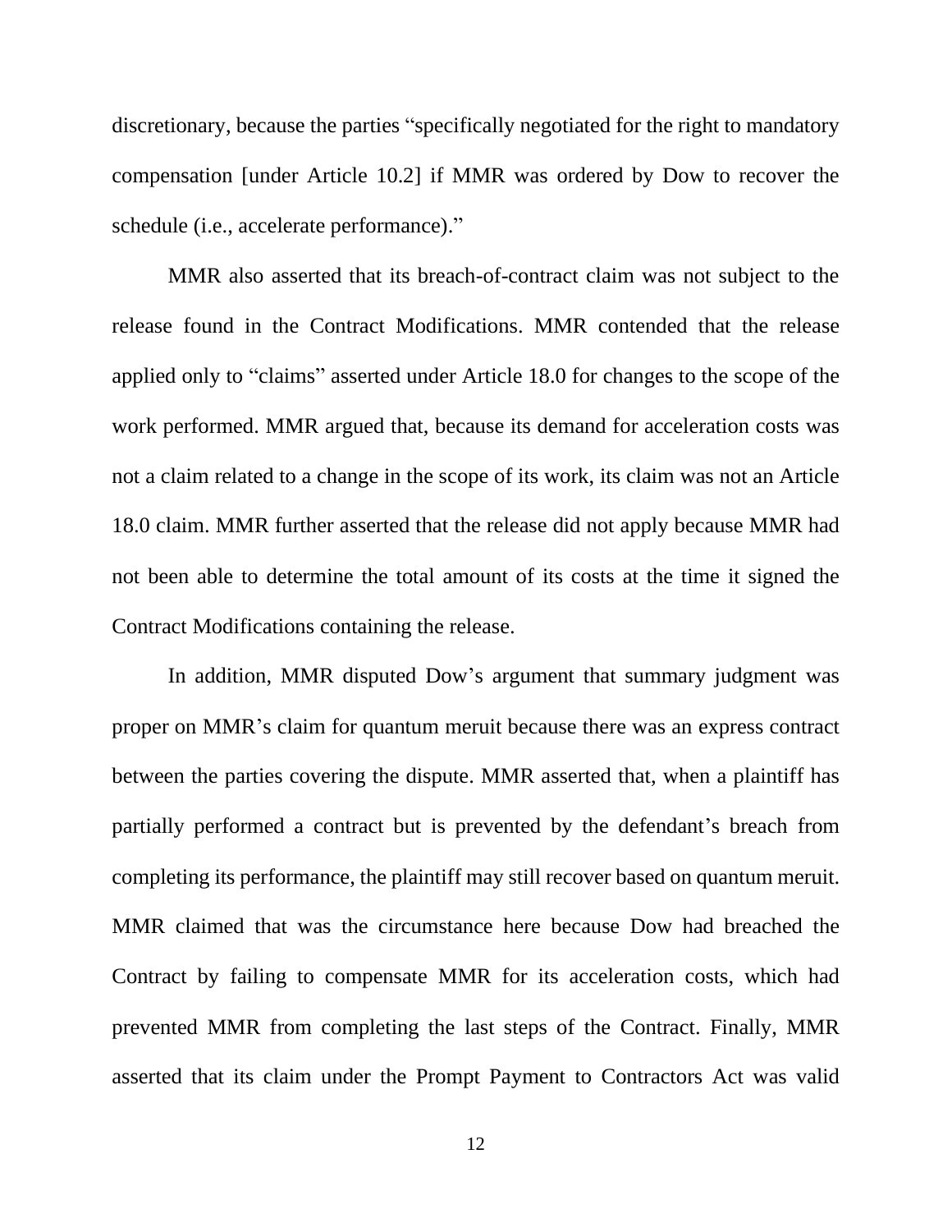discretionary, because the parties "specifically negotiated for the right to mandatory compensation [under Article 10.2] if MMR was ordered by Dow to recover the schedule (i.e., accelerate performance)."

MMR also asserted that its breach-of-contract claim was not subject to the release found in the Contract Modifications. MMR contended that the release applied only to "claims" asserted under Article 18.0 for changes to the scope of the work performed. MMR argued that, because its demand for acceleration costs was not a claim related to a change in the scope of its work, its claim was not an Article 18.0 claim. MMR further asserted that the release did not apply because MMR had not been able to determine the total amount of its costs at the time it signed the Contract Modifications containing the release.

In addition, MMR disputed Dow's argument that summary judgment was proper on MMR's claim for quantum meruit because there was an express contract between the parties covering the dispute. MMR asserted that, when a plaintiff has partially performed a contract but is prevented by the defendant's breach from completing its performance, the plaintiff may still recover based on quantum meruit. MMR claimed that was the circumstance here because Dow had breached the Contract by failing to compensate MMR for its acceleration costs, which had prevented MMR from completing the last steps of the Contract. Finally, MMR asserted that its claim under the Prompt Payment to Contractors Act was valid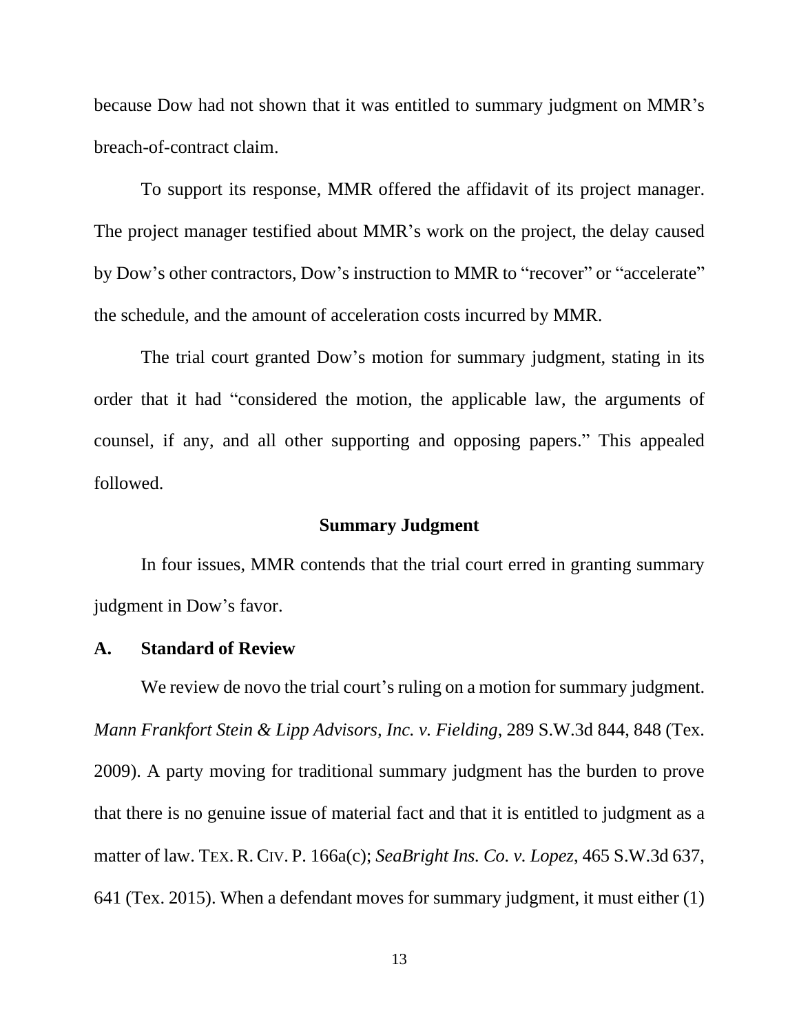because Dow had not shown that it was entitled to summary judgment on MMR's breach-of-contract claim.

To support its response, MMR offered the affidavit of its project manager. The project manager testified about MMR's work on the project, the delay caused by Dow's other contractors, Dow's instruction to MMR to "recover" or "accelerate" the schedule, and the amount of acceleration costs incurred by MMR.

The trial court granted Dow's motion for summary judgment, stating in its order that it had "considered the motion, the applicable law, the arguments of counsel, if any, and all other supporting and opposing papers." This appealed followed.

## Summary Judgment

In four issues, MMR contends that the trial court erred in granting summary judgment in Dow's favor.

### A. Standard of Review

We review de novo the trial court's ruling on a motion for summary judgment. *Mann Frankfort Stein & Lipp Advisors, Inc. v. Fielding*, 289 S.W.3d 844, 848 (Tex. 2009). A party moving for traditional summary judgment has the burden to prove that there is no genuine issue of material fact and that it is entitled to judgment as a matter of law. TEX. R. CIV. P. 166a(c); *SeaBright Ins. Co. v. Lopez*, 465 S.W.3d 637, 641 (Tex. 2015). When a defendant moves for summary judgment, it must either (1)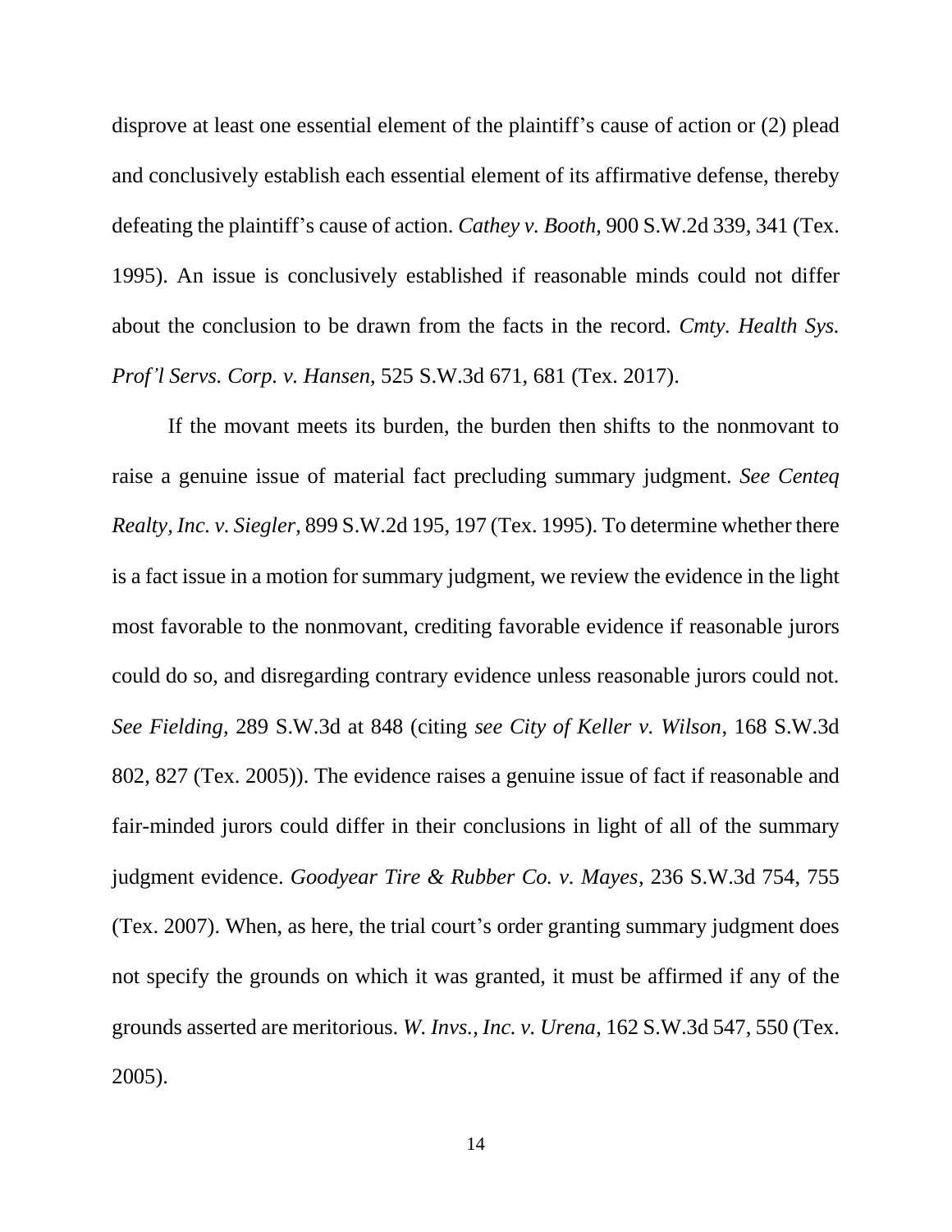disprove at least one essential element of the plaintiff's cause of action or (2) plead and conclusively establish each essential element of its affirmative defense, thereby defeating the plaintiff's cause of action. *Cathey v. Booth*, 900 S.W.2d 339, 341 (Tex. 1995). An issue is conclusively established if reasonable minds could not differ about the conclusion to be drawn from the facts in the record. *Cmty. Health Sys. Prof'l Servs. Corp. v. Hansen*, 525 S.W.3d 671, 681 (Tex. 2017).

If the movant meets its burden, the burden then shifts to the nonmovant to raise a genuine issue of material fact precluding summary judgment. *See Centeq Realty, Inc. v. Siegler*, 899 S.W.2d 195, 197 (Tex. 1995). To determine whether there is a fact issue in a motion for summary judgment, we review the evidence in the light most favorable to the nonmovant, crediting favorable evidence if reasonable jurors could do so, and disregarding contrary evidence unless reasonable jurors could not. *See Fielding*, 289 S.W.3d at 848 (citing *see City of Keller v. Wilson*, 168 S.W.3d 802, 827 (Tex. 2005)). The evidence raises a genuine issue of fact if reasonable and fair-minded jurors could differ in their conclusions in light of all of the summary judgment evidence. *Goodyear Tire & Rubber Co. v. Mayes*, 236 S.W.3d 754, 755 (Tex. 2007). When, as here, the trial court's order granting summary judgment does not specify the grounds on which it was granted, it must be affirmed if any of the grounds asserted are meritorious. *W. Invs., Inc. v. Urena*, 162 S.W.3d 547, 550 (Tex. 2005).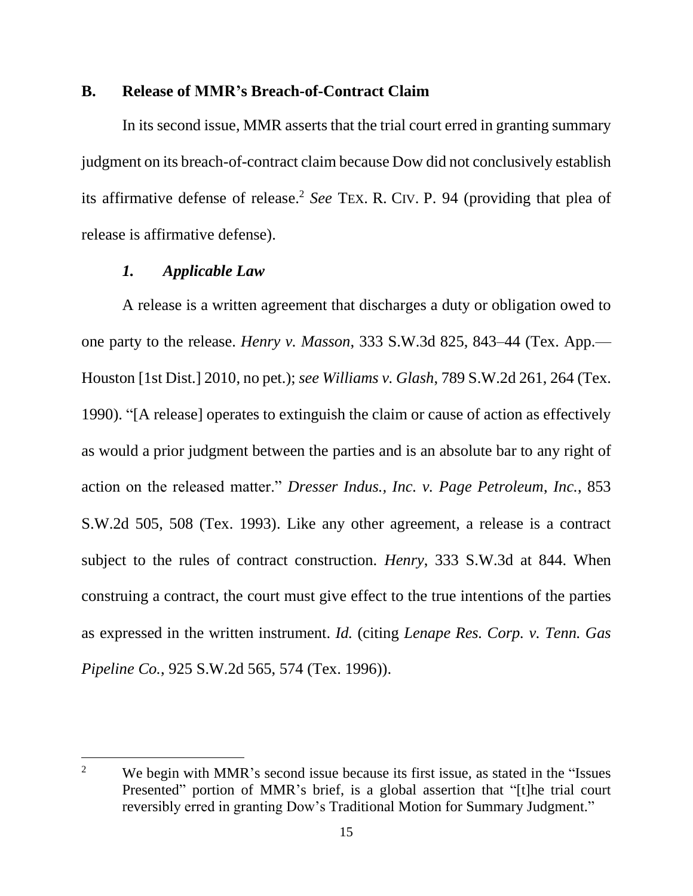## B. Release of MMR's Breach-of-Contract Claim

In its second issue, MMR asserts that the trial court erred in granting summary judgment on its breach-of-contract claim because Dow did not conclusively establish its affirmative defense of release.[2] *See* TEX. R. CIV. P. 94 (providing that plea of release is affirmative defense).

### *1. Applicable Law*

A release is a written agreement that discharges a duty or obligation owed to one party to the release. *Henry v. Masson*, 333 S.W.3d 825, 843–44 (Tex. App.—Houston [1st Dist.] 2010, no pet.); *see Williams v. Glash*, 789 S.W.2d 261, 264 (Tex. 1990). "[A release] operates to extinguish the claim or cause of action as effectively as would a prior judgment between the parties and is an absolute bar to any right of action on the released matter." *Dresser Indus., Inc. v. Page Petroleum, Inc.*, 853 S.W.2d 505, 508 (Tex. 1993). Like any other agreement, a release is a contract subject to the rules of contract construction. *Henry*, 333 S.W.3d at 844. When construing a contract, the court must give effect to the true intentions of the parties as expressed in the written instrument. *Id.* (citing *Lenape Res. Corp. v. Tenn. Gas Pipeline Co.*, 925 S.W.2d 565, 574 (Tex. 1996)).

---

[2] We begin with MMR's second issue because its first issue, as stated in the "Issues Presented" portion of MMR's brief, is a global assertion that "[t]he trial court reversibly erred in granting Dow's Traditional Motion for Summary Judgment."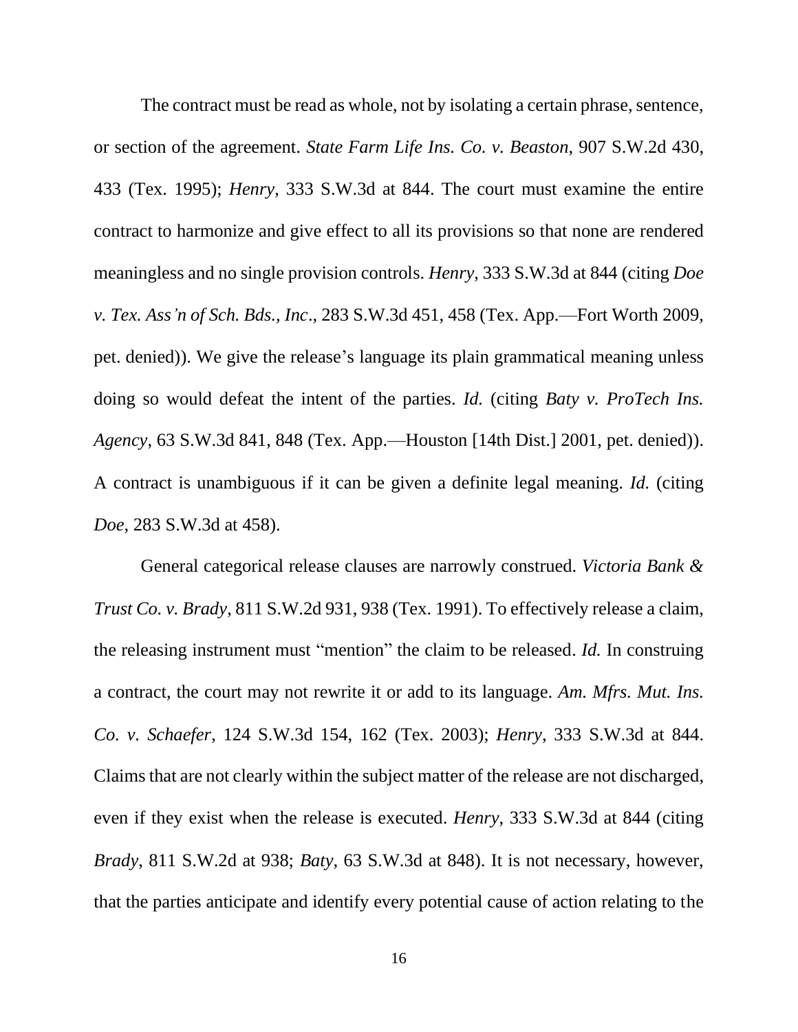The contract must be read as whole, not by isolating a certain phrase, sentence, or section of the agreement. *State Farm Life Ins. Co. v. Beaston*, 907 S.W.2d 430, 433 (Tex. 1995); *Henry*, 333 S.W.3d at 844. The court must examine the entire contract to harmonize and give effect to all its provisions so that none are rendered meaningless and no single provision controls. *Henry*, 333 S.W.3d at 844 (citing *Doe v. Tex. Ass'n of Sch. Bds., Inc*., 283 S.W.3d 451, 458 (Tex. App.—Fort Worth 2009, pet. denied)). We give the release's language its plain grammatical meaning unless doing so would defeat the intent of the parties. *Id.* (citing *Baty v. ProTech Ins. Agency*, 63 S.W.3d 841, 848 (Tex. App.—Houston [14th Dist.] 2001, pet. denied)). A contract is unambiguous if it can be given a definite legal meaning. *Id.* (citing *Doe*, 283 S.W.3d at 458).

General categorical release clauses are narrowly construed. *Victoria Bank & Trust Co. v. Brady*, 811 S.W.2d 931, 938 (Tex. 1991). To effectively release a claim, the releasing instrument must "mention" the claim to be released. *Id.* In construing a contract, the court may not rewrite it or add to its language. *Am. Mfrs. Mut. Ins. Co. v. Schaefer*, 124 S.W.3d 154, 162 (Tex. 2003); *Henry*, 333 S.W.3d at 844. Claims that are not clearly within the subject matter of the release are not discharged, even if they exist when the release is executed. *Henry*, 333 S.W.3d at 844 (citing *Brady*, 811 S.W.2d at 938; *Baty*, 63 S.W.3d at 848). It is not necessary, however, that the parties anticipate and identify every potential cause of action relating to the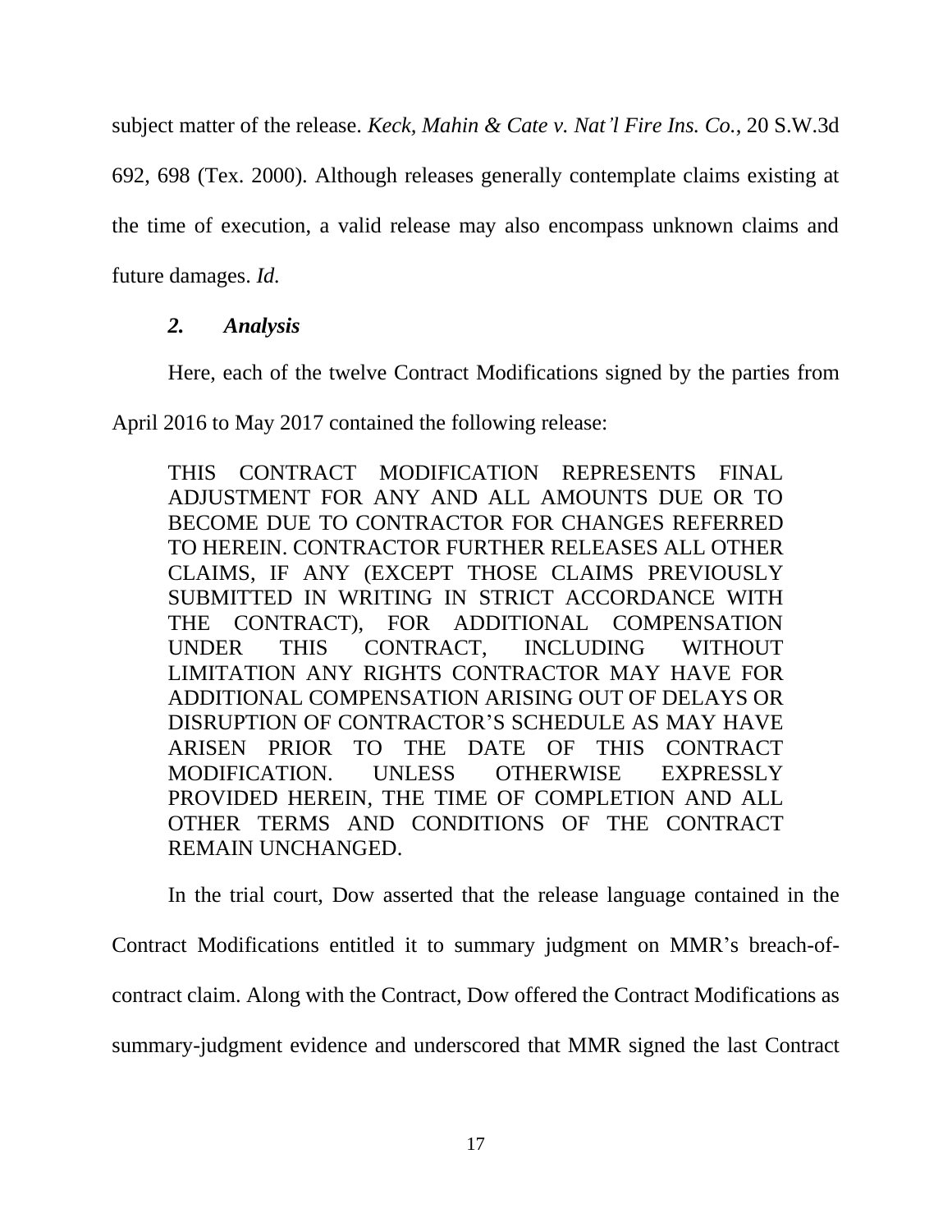subject matter of the release. *Keck, Mahin & Cate v. Nat'l Fire Ins. Co.*, 20 S.W.3d 692, 698 (Tex. 2000). Although releases generally contemplate claims existing at the time of execution, a valid release may also encompass unknown claims and future damages. *Id.*

### *2. Analysis*

Here, each of the twelve Contract Modifications signed by the parties from April 2016 to May 2017 contained the following release:

> THIS CONTRACT MODIFICATION REPRESENTS FINAL ADJUSTMENT FOR ANY AND ALL AMOUNTS DUE OR TO BECOME DUE TO CONTRACTOR FOR CHANGES REFERRED TO HEREIN. CONTRACTOR FURTHER RELEASES ALL OTHER CLAIMS, IF ANY (EXCEPT THOSE CLAIMS PREVIOUSLY SUBMITTED IN WRITING IN STRICT ACCORDANCE WITH THE CONTRACT), FOR ADDITIONAL COMPENSATION UNDER THIS CONTRACT, INCLUDING WITHOUT LIMITATION ANY RIGHTS CONTRACTOR MAY HAVE FOR ADDITIONAL COMPENSATION ARISING OUT OF DELAYS OR DISRUPTION OF CONTRACTOR'S SCHEDULE AS MAY HAVE ARISEN PRIOR TO THE DATE OF THIS CONTRACT MODIFICATION. UNLESS OTHERWISE EXPRESSLY PROVIDED HEREIN, THE TIME OF COMPLETION AND ALL OTHER TERMS AND CONDITIONS OF THE CONTRACT REMAIN UNCHANGED.

In the trial court, Dow asserted that the release language contained in the Contract Modifications entitled it to summary judgment on MMR's breach-of-contract claim. Along with the Contract, Dow offered the Contract Modifications as summary-judgment evidence and underscored that MMR signed the last Contract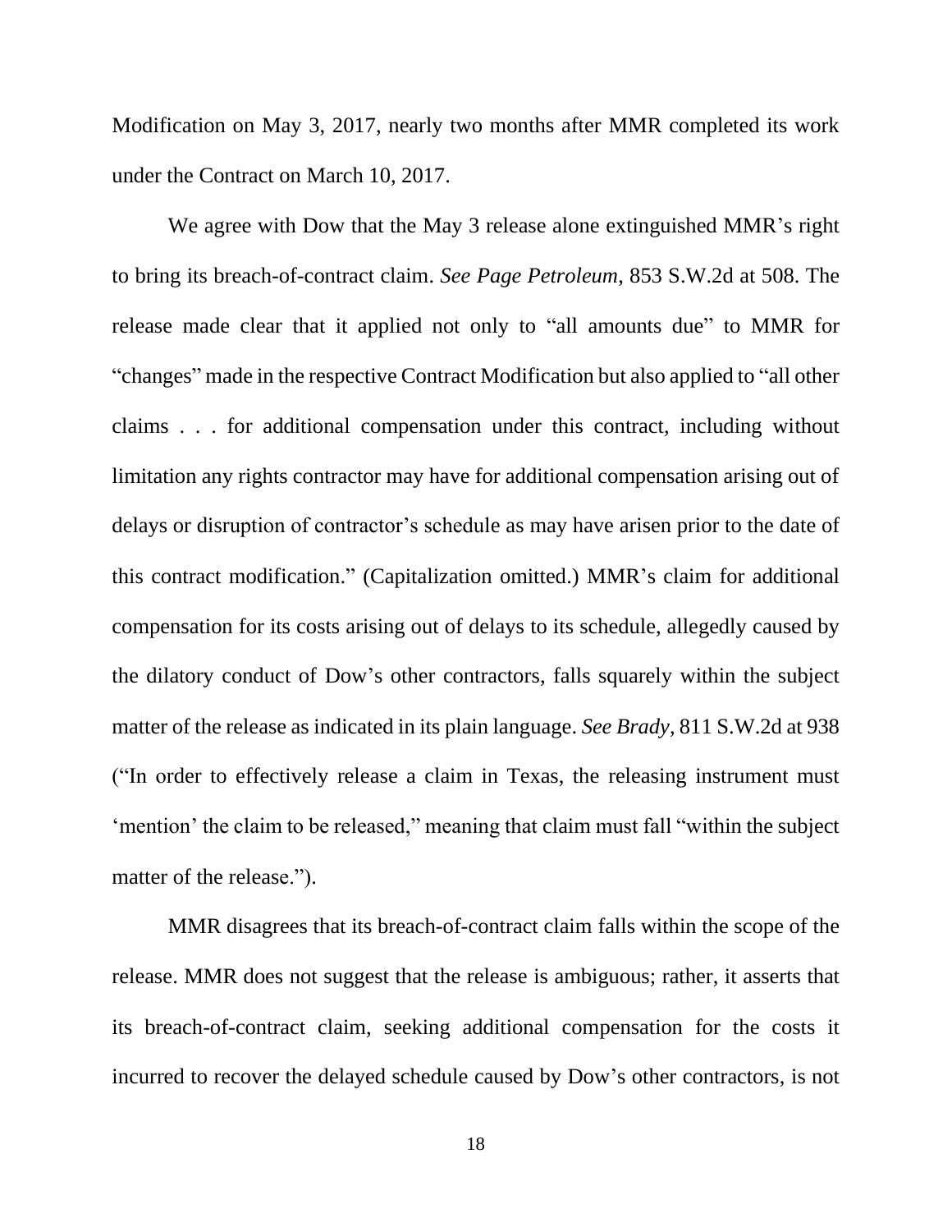Modification on May 3, 2017, nearly two months after MMR completed its work under the Contract on March 10, 2017.

We agree with Dow that the May 3 release alone extinguished MMR's right to bring its breach-of-contract claim. *See Page Petroleum*, 853 S.W.2d at 508. The release made clear that it applied not only to "all amounts due" to MMR for "changes" made in the respective Contract Modification but also applied to "all other claims . . . for additional compensation under this contract, including without limitation any rights contractor may have for additional compensation arising out of delays or disruption of contractor's schedule as may have arisen prior to the date of this contract modification." (Capitalization omitted.) MMR's claim for additional compensation for its costs arising out of delays to its schedule, allegedly caused by the dilatory conduct of Dow's other contractors, falls squarely within the subject matter of the release as indicated in its plain language. *See Brady*, 811 S.W.2d at 938 ("In order to effectively release a claim in Texas, the releasing instrument must 'mention' the claim to be released," meaning that claim must fall "within the subject matter of the release.").

MMR disagrees that its breach-of-contract claim falls within the scope of the release. MMR does not suggest that the release is ambiguous; rather, it asserts that its breach-of-contract claim, seeking additional compensation for the costs it incurred to recover the delayed schedule caused by Dow's other contractors, is not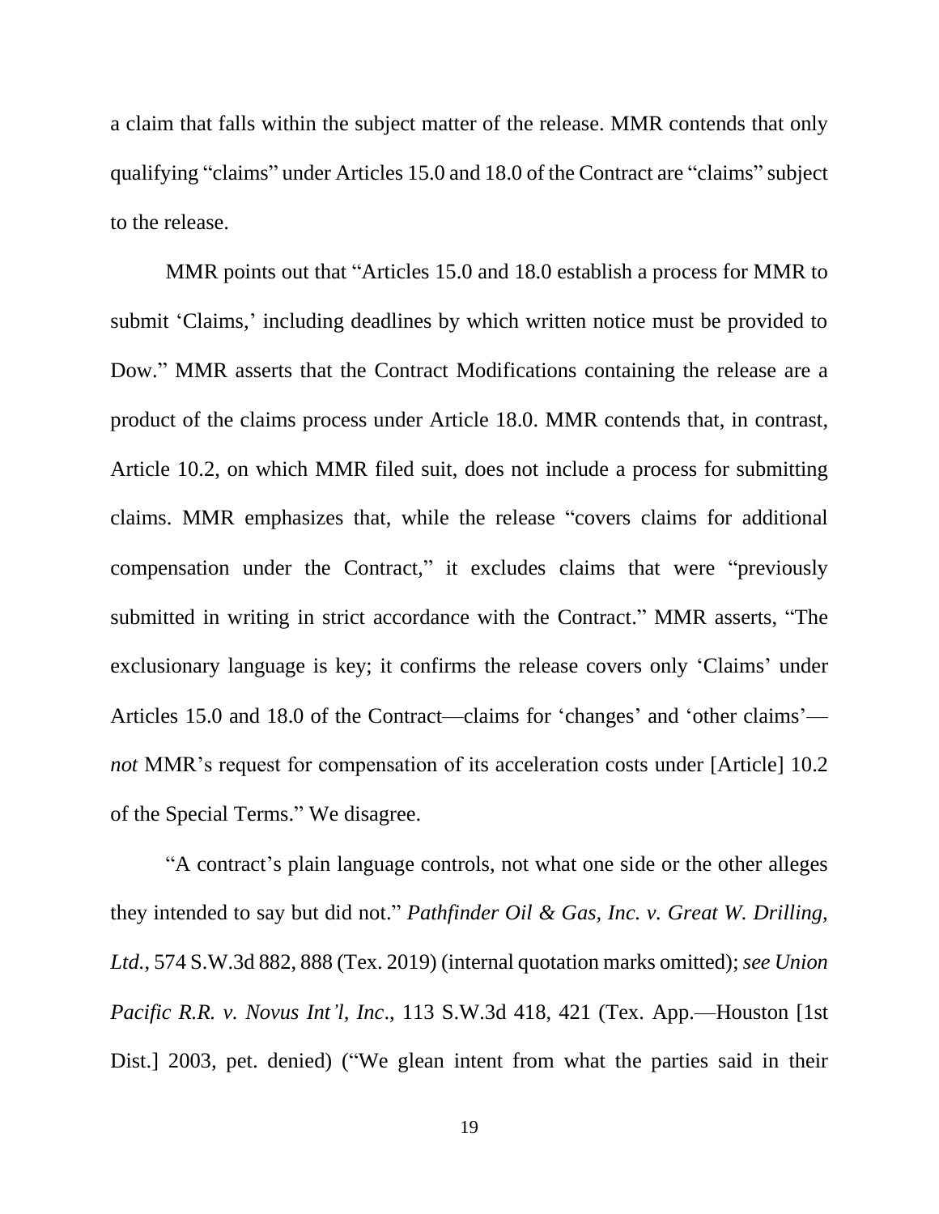a claim that falls within the subject matter of the release. MMR contends that only qualifying "claims" under Articles 15.0 and 18.0 of the Contract are "claims" subject to the release.

MMR points out that "Articles 15.0 and 18.0 establish a process for MMR to submit 'Claims,' including deadlines by which written notice must be provided to Dow." MMR asserts that the Contract Modifications containing the release are a product of the claims process under Article 18.0. MMR contends that, in contrast, Article 10.2, on which MMR filed suit, does not include a process for submitting claims. MMR emphasizes that, while the release "covers claims for additional compensation under the Contract," it excludes claims that were "previously submitted in writing in strict accordance with the Contract." MMR asserts, "The exclusionary language is key; it confirms the release covers only 'Claims' under Articles 15.0 and 18.0 of the Contract—claims for 'changes' and 'other claims'—*not* MMR's request for compensation of its acceleration costs under [Article] 10.2 of the Special Terms." We disagree.

"A contract's plain language controls, not what one side or the other alleges they intended to say but did not." *Pathfinder Oil & Gas, Inc. v. Great W. Drilling, Ltd.*, 574 S.W.3d 882, 888 (Tex. 2019) (internal quotation marks omitted); *see Union Pacific R.R. v. Novus Int'l, Inc*., 113 S.W.3d 418, 421 (Tex. App.—Houston [1st Dist.] 2003, pet. denied) ("We glean intent from what the parties said in their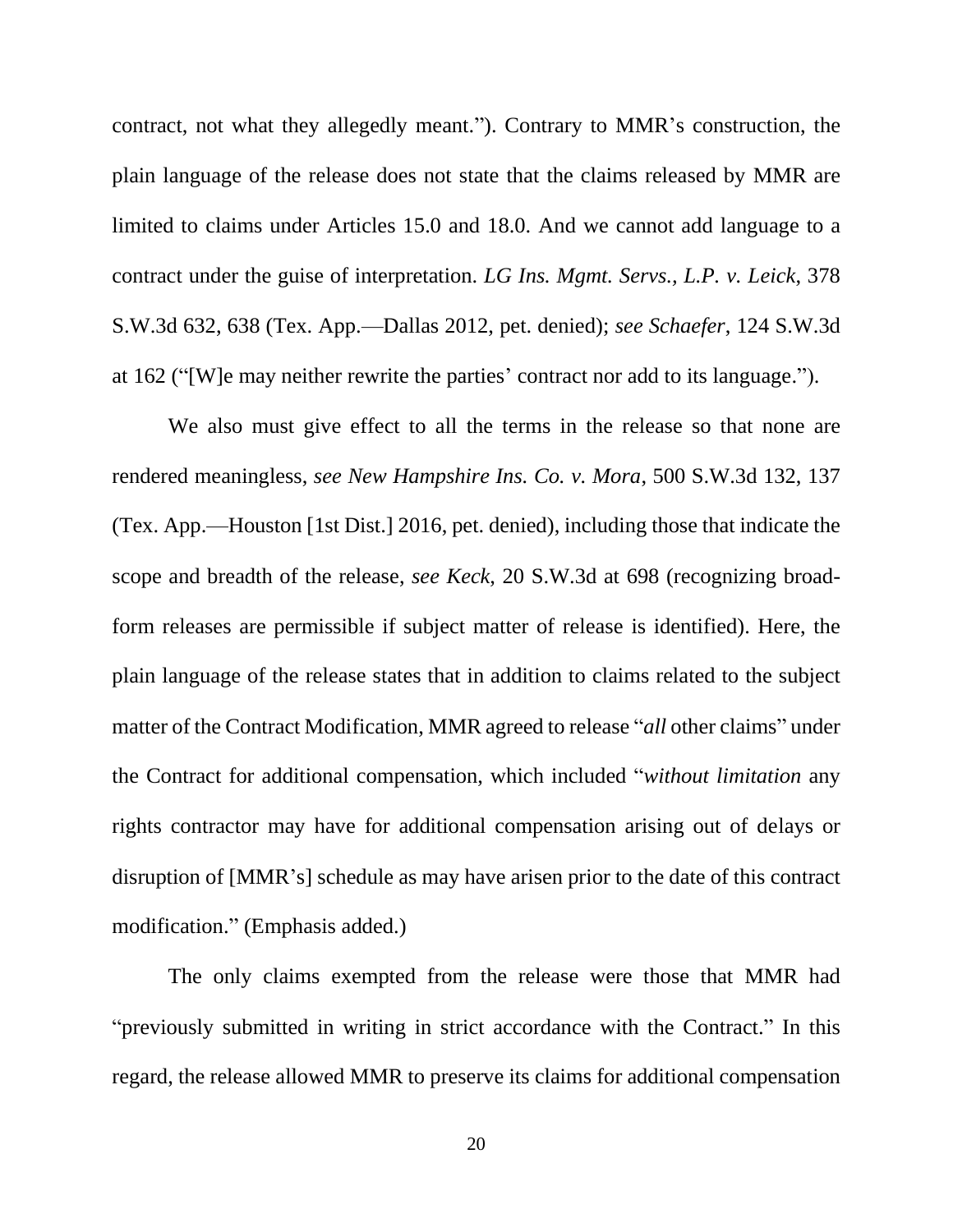contract, not what they allegedly meant."). Contrary to MMR's construction, the plain language of the release does not state that the claims released by MMR are limited to claims under Articles 15.0 and 18.0. And we cannot add language to a contract under the guise of interpretation. *LG Ins. Mgmt. Servs., L.P. v. Leick*, 378 S.W.3d 632, 638 (Tex. App.—Dallas 2012, pet. denied); *see Schaefer*, 124 S.W.3d at 162 ("[W]e may neither rewrite the parties' contract nor add to its language.").

We also must give effect to all the terms in the release so that none are rendered meaningless, *see New Hampshire Ins. Co. v. Mora*, 500 S.W.3d 132, 137 (Tex. App.—Houston [1st Dist.] 2016, pet. denied), including those that indicate the scope and breadth of the release, *see Keck*, 20 S.W.3d at 698 (recognizing broad-form releases are permissible if subject matter of release is identified). Here, the plain language of the release states that in addition to claims related to the subject matter of the Contract Modification, MMR agreed to release "*all* other claims" under the Contract for additional compensation, which included "*without limitation* any rights contractor may have for additional compensation arising out of delays or disruption of [MMR's] schedule as may have arisen prior to the date of this contract modification." (Emphasis added.)

The only claims exempted from the release were those that MMR had "previously submitted in writing in strict accordance with the Contract." In this regard, the release allowed MMR to preserve its claims for additional compensation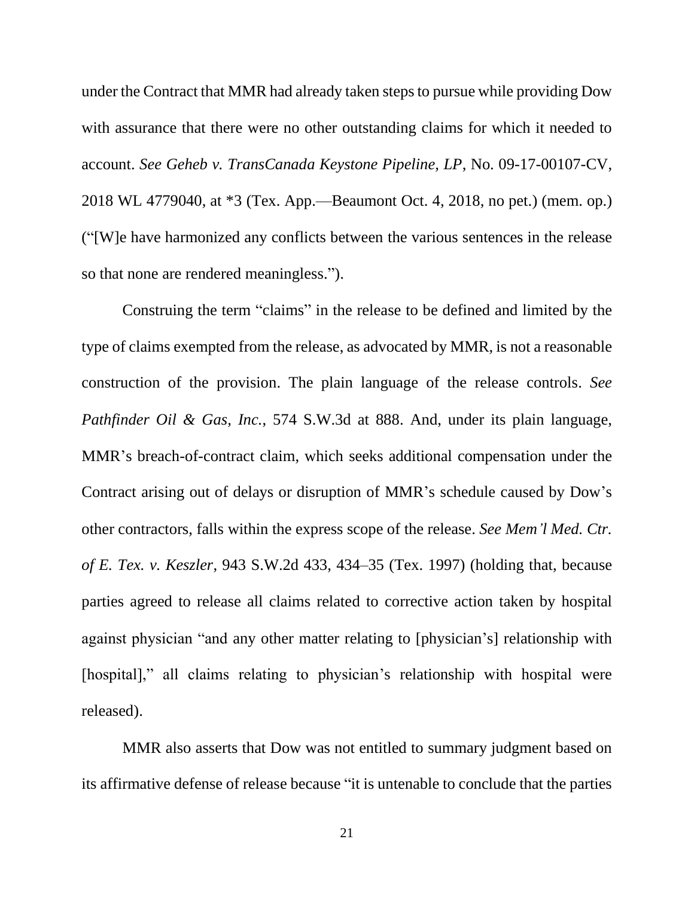under the Contract that MMR had already taken steps to pursue while providing Dow with assurance that there were no other outstanding claims for which it needed to account. *See Geheb v. TransCanada Keystone Pipeline, LP*, No. 09-17-00107-CV, 2018 WL 4779040, at *3 (Tex. App.—Beaumont Oct. 4, 2018, no pet.) (mem. op.) ("[W]e have harmonized any conflicts between the various sentences in the release so that none are rendered meaningless.").

Construing the term "claims" in the release to be defined and limited by the type of claims exempted from the release, as advocated by MMR, is not a reasonable construction of the provision. The plain language of the release controls. *See Pathfinder Oil & Gas, Inc.*, 574 S.W.3d at 888. And, under its plain language, MMR's breach-of-contract claim, which seeks additional compensation under the Contract arising out of delays or disruption of MMR's schedule caused by Dow's other contractors, falls within the express scope of the release. *See Mem'l Med. Ctr. of E. Tex. v. Keszler*, 943 S.W.2d 433, 434–35 (Tex. 1997) (holding that, because parties agreed to release all claims related to corrective action taken by hospital against physician "and any other matter relating to [physician's] relationship with [hospital]," all claims relating to physician's relationship with hospital were released).

MMR also asserts that Dow was not entitled to summary judgment based on its affirmative defense of release because "it is untenable to conclude that the parties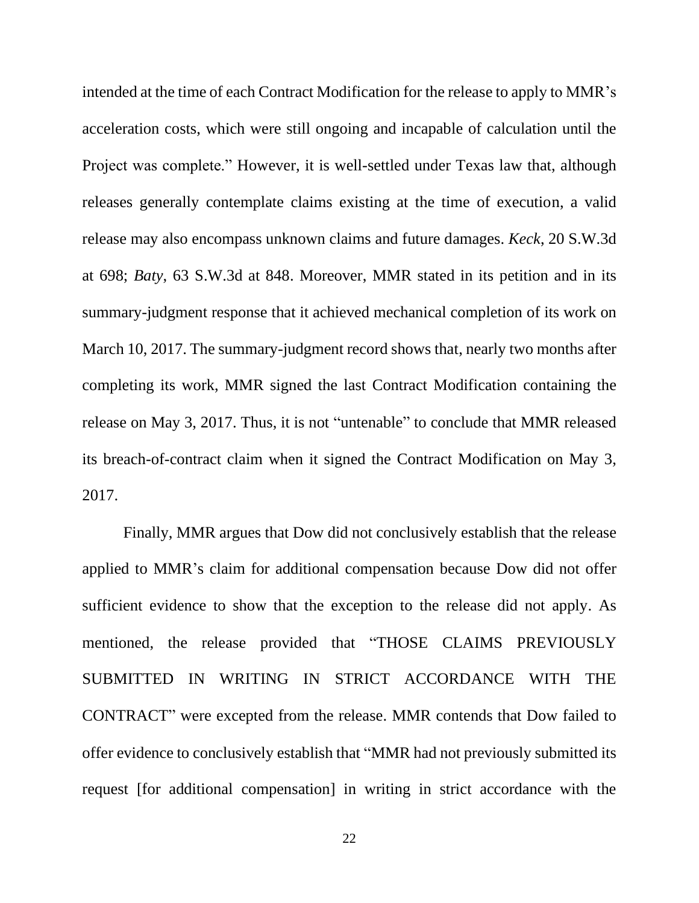intended at the time of each Contract Modification for the release to apply to MMR's acceleration costs, which were still ongoing and incapable of calculation until the Project was complete." However, it is well-settled under Texas law that, although releases generally contemplate claims existing at the time of execution, a valid release may also encompass unknown claims and future damages. *Keck*, 20 S.W.3d at 698; *Baty*, 63 S.W.3d at 848. Moreover, MMR stated in its petition and in its summary-judgment response that it achieved mechanical completion of its work on March 10, 2017. The summary-judgment record shows that, nearly two months after completing its work, MMR signed the last Contract Modification containing the release on May 3, 2017. Thus, it is not "untenable" to conclude that MMR released its breach-of-contract claim when it signed the Contract Modification on May 3, 2017.

Finally, MMR argues that Dow did not conclusively establish that the release applied to MMR's claim for additional compensation because Dow did not offer sufficient evidence to show that the exception to the release did not apply. As mentioned, the release provided that "THOSE CLAIMS PREVIOUSLY SUBMITTED IN WRITING IN STRICT ACCORDANCE WITH THE CONTRACT" were excepted from the release. MMR contends that Dow failed to offer evidence to conclusively establish that "MMR had not previously submitted its request [for additional compensation] in writing in strict accordance with the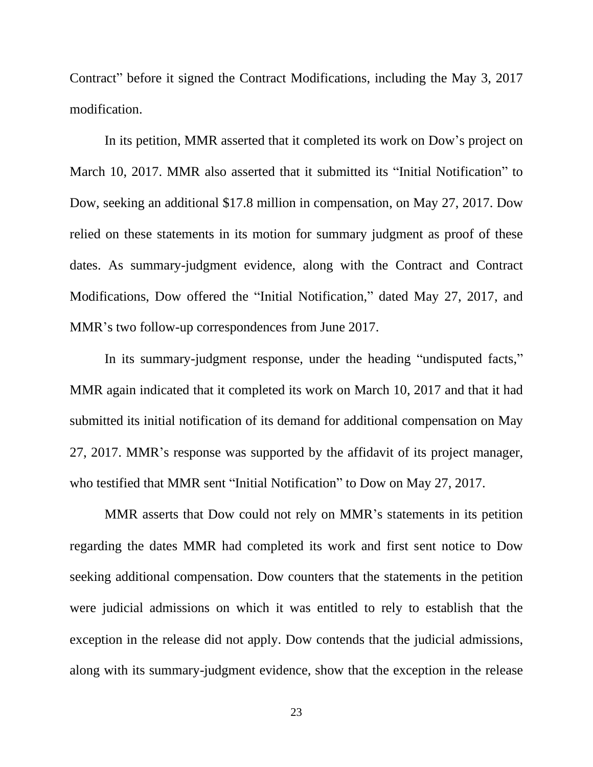Contract" before it signed the Contract Modifications, including the May 3, 2017 modification.

In its petition, MMR asserted that it completed its work on Dow's project on March 10, 2017. MMR also asserted that it submitted its "Initial Notification" to Dow, seeking an additional $17.8 million in compensation, on May 27, 2017. Dow relied on these statements in its motion for summary judgment as proof of these dates. As summary-judgment evidence, along with the Contract and Contract Modifications, Dow offered the "Initial Notification," dated May 27, 2017, and MMR's two follow-up correspondences from June 2017.

In its summary-judgment response, under the heading "undisputed facts," MMR again indicated that it completed its work on March 10, 2017 and that it had submitted its initial notification of its demand for additional compensation on May 27, 2017. MMR's response was supported by the affidavit of its project manager, who testified that MMR sent "Initial Notification" to Dow on May 27, 2017.

MMR asserts that Dow could not rely on MMR's statements in its petition regarding the dates MMR had completed its work and first sent notice to Dow seeking additional compensation. Dow counters that the statements in the petition were judicial admissions on which it was entitled to rely to establish that the exception in the release did not apply. Dow contends that the judicial admissions, along with its summary-judgment evidence, show that the exception in the release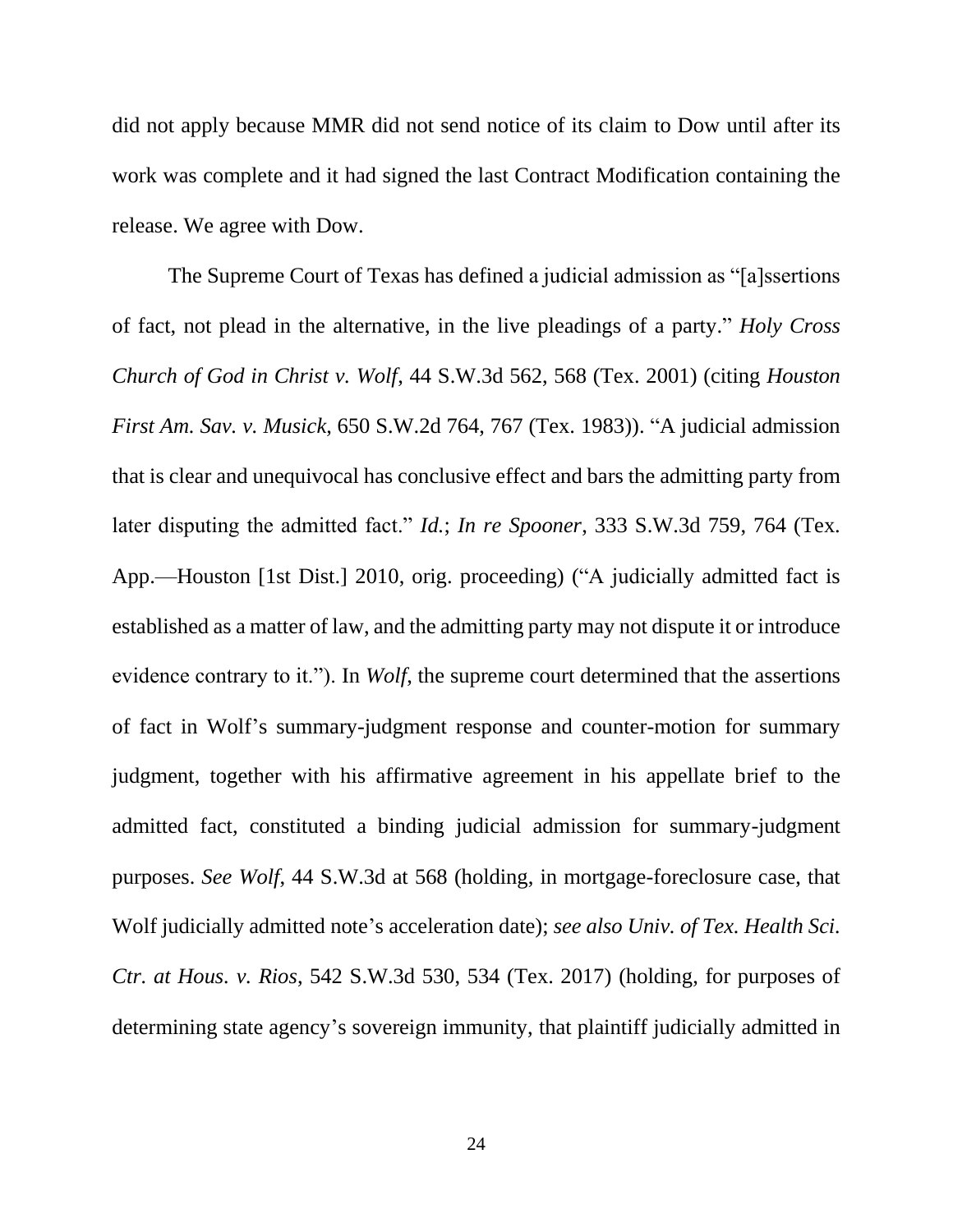did not apply because MMR did not send notice of its claim to Dow until after its work was complete and it had signed the last Contract Modification containing the release. We agree with Dow.

The Supreme Court of Texas has defined a judicial admission as "[a]ssertions of fact, not plead in the alternative, in the live pleadings of a party." *Holy Cross Church of God in Christ v. Wolf*, 44 S.W.3d 562, 568 (Tex. 2001) (citing *Houston First Am. Sav. v. Musick*, 650 S.W.2d 764, 767 (Tex. 1983)). "A judicial admission that is clear and unequivocal has conclusive effect and bars the admitting party from later disputing the admitted fact." *Id.*; *In re Spooner*, 333 S.W.3d 759, 764 (Tex. App.—Houston [1st Dist.] 2010, orig. proceeding) ("A judicially admitted fact is established as a matter of law, and the admitting party may not dispute it or introduce evidence contrary to it."). In *Wolf*, the supreme court determined that the assertions of fact in Wolf's summary-judgment response and counter-motion for summary judgment, together with his affirmative agreement in his appellate brief to the admitted fact, constituted a binding judicial admission for summary-judgment purposes. *See Wolf*, 44 S.W.3d at 568 (holding, in mortgage-foreclosure case, that Wolf judicially admitted note's acceleration date); *see also Univ. of Tex. Health Sci. Ctr. at Hous. v. Rios*, 542 S.W.3d 530, 534 (Tex. 2017) (holding, for purposes of determining state agency's sovereign immunity, that plaintiff judicially admitted in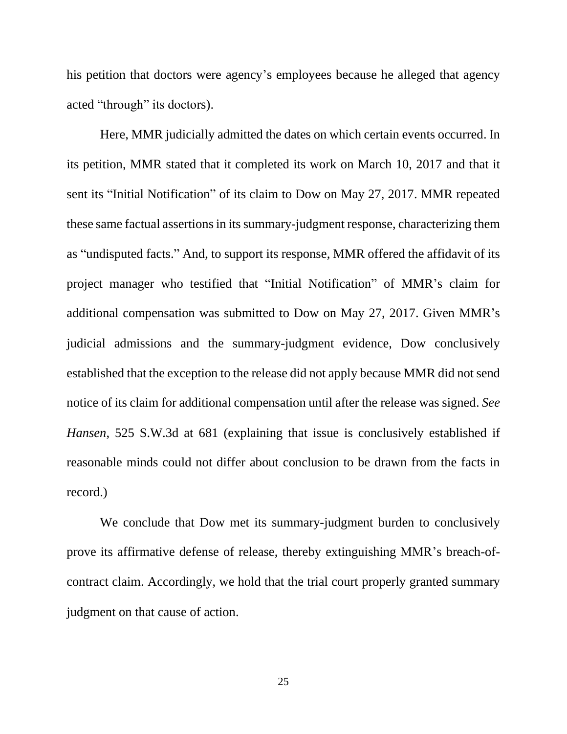his petition that doctors were agency's employees because he alleged that agency acted "through" its doctors).

Here, MMR judicially admitted the dates on which certain events occurred. In its petition, MMR stated that it completed its work on March 10, 2017 and that it sent its "Initial Notification" of its claim to Dow on May 27, 2017. MMR repeated these same factual assertions in its summary-judgment response, characterizing them as "undisputed facts." And, to support its response, MMR offered the affidavit of its project manager who testified that "Initial Notification" of MMR's claim for additional compensation was submitted to Dow on May 27, 2017. Given MMR's judicial admissions and the summary-judgment evidence, Dow conclusively established that the exception to the release did not apply because MMR did not send notice of its claim for additional compensation until after the release was signed. *See Hansen*, 525 S.W.3d at 681 (explaining that issue is conclusively established if reasonable minds could not differ about conclusion to be drawn from the facts in record.)

We conclude that Dow met its summary-judgment burden to conclusively prove its affirmative defense of release, thereby extinguishing MMR's breach-of-contract claim. Accordingly, we hold that the trial court properly granted summary judgment on that cause of action.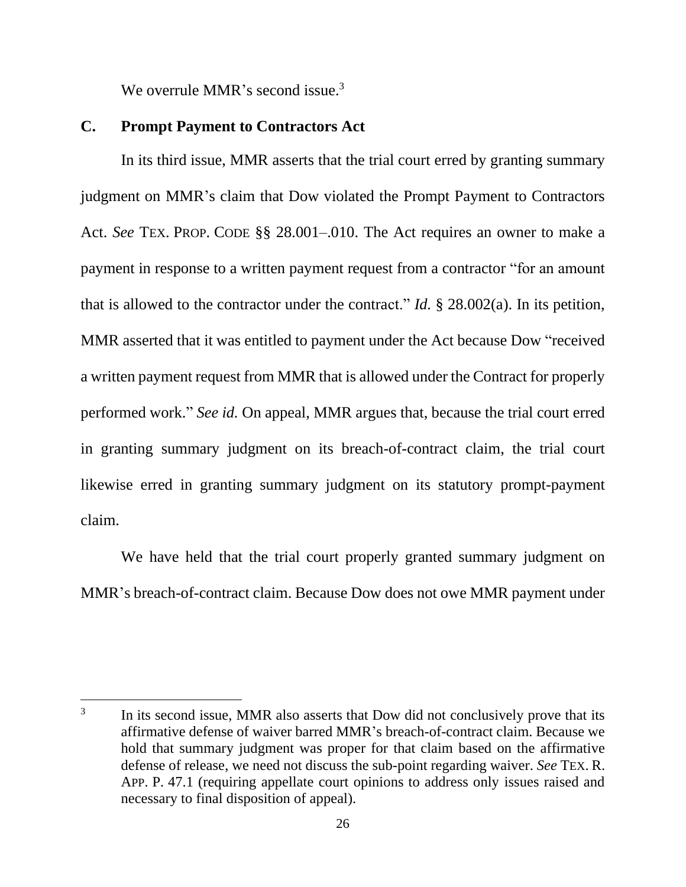We overrule MMR's second issue.[3]

## C. Prompt Payment to Contractors Act

In its third issue, MMR asserts that the trial court erred by granting summary judgment on MMR's claim that Dow violated the Prompt Payment to Contractors Act. *See* TEX. PROP. CODE §§ 28.001–.010. The Act requires an owner to make a payment in response to a written payment request from a contractor "for an amount that is allowed to the contractor under the contract." *Id.* § 28.002(a). In its petition, MMR asserted that it was entitled to payment under the Act because Dow "received a written payment request from MMR that is allowed under the Contract for properly performed work." *See id.* On appeal, MMR argues that, because the trial court erred in granting summary judgment on its breach-of-contract claim, the trial court likewise erred in granting summary judgment on its statutory prompt-payment claim.

We have held that the trial court properly granted summary judgment on MMR's breach-of-contract claim. Because Dow does not owe MMR payment under

---

[3] In its second issue, MMR also asserts that Dow did not conclusively prove that its affirmative defense of waiver barred MMR's breach-of-contract claim. Because we hold that summary judgment was proper for that claim based on the affirmative defense of release, we need not discuss the sub-point regarding waiver. *See* TEX. R. APP. P. 47.1 (requiring appellate court opinions to address only issues raised and necessary to final disposition of appeal).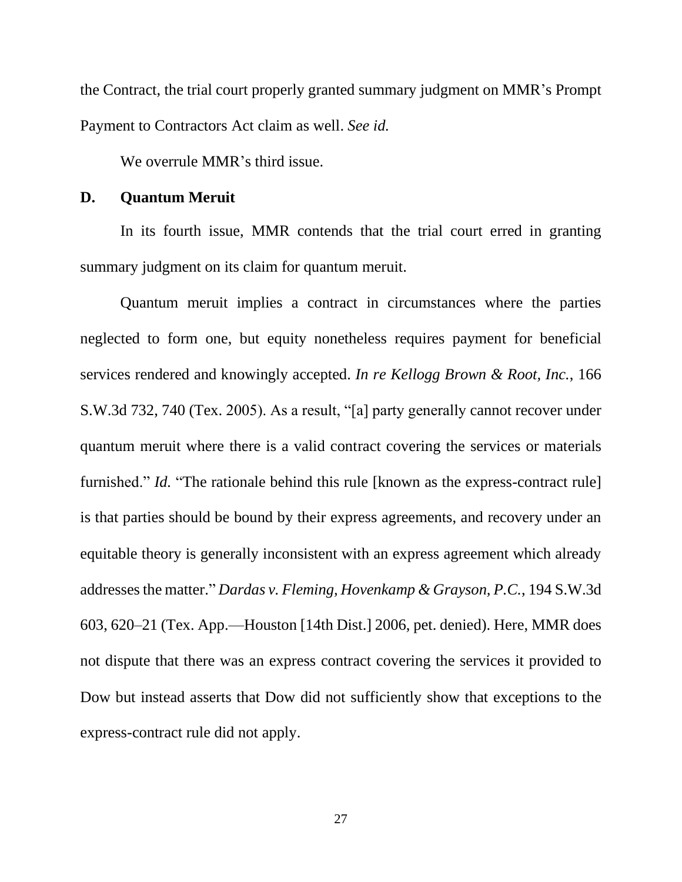the Contract, the trial court properly granted summary judgment on MMR's Prompt Payment to Contractors Act claim as well. *See id.*

We overrule MMR's third issue.

### D. Quantum Meruit

In its fourth issue, MMR contends that the trial court erred in granting summary judgment on its claim for quantum meruit.

Quantum meruit implies a contract in circumstances where the parties neglected to form one, but equity nonetheless requires payment for beneficial services rendered and knowingly accepted. *In re Kellogg Brown & Root, Inc.*, 166 S.W.3d 732, 740 (Tex. 2005). As a result, "[a] party generally cannot recover under quantum meruit where there is a valid contract covering the services or materials furnished." *Id.* "The rationale behind this rule [known as the express-contract rule] is that parties should be bound by their express agreements, and recovery under an equitable theory is generally inconsistent with an express agreement which already addresses the matter." *Dardas v. Fleming, Hovenkamp & Grayson, P.C.*, 194 S.W.3d 603, 620–21 (Tex. App.—Houston [14th Dist.] 2006, pet. denied). Here, MMR does not dispute that there was an express contract covering the services it provided to Dow but instead asserts that Dow did not sufficiently show that exceptions to the express-contract rule did not apply.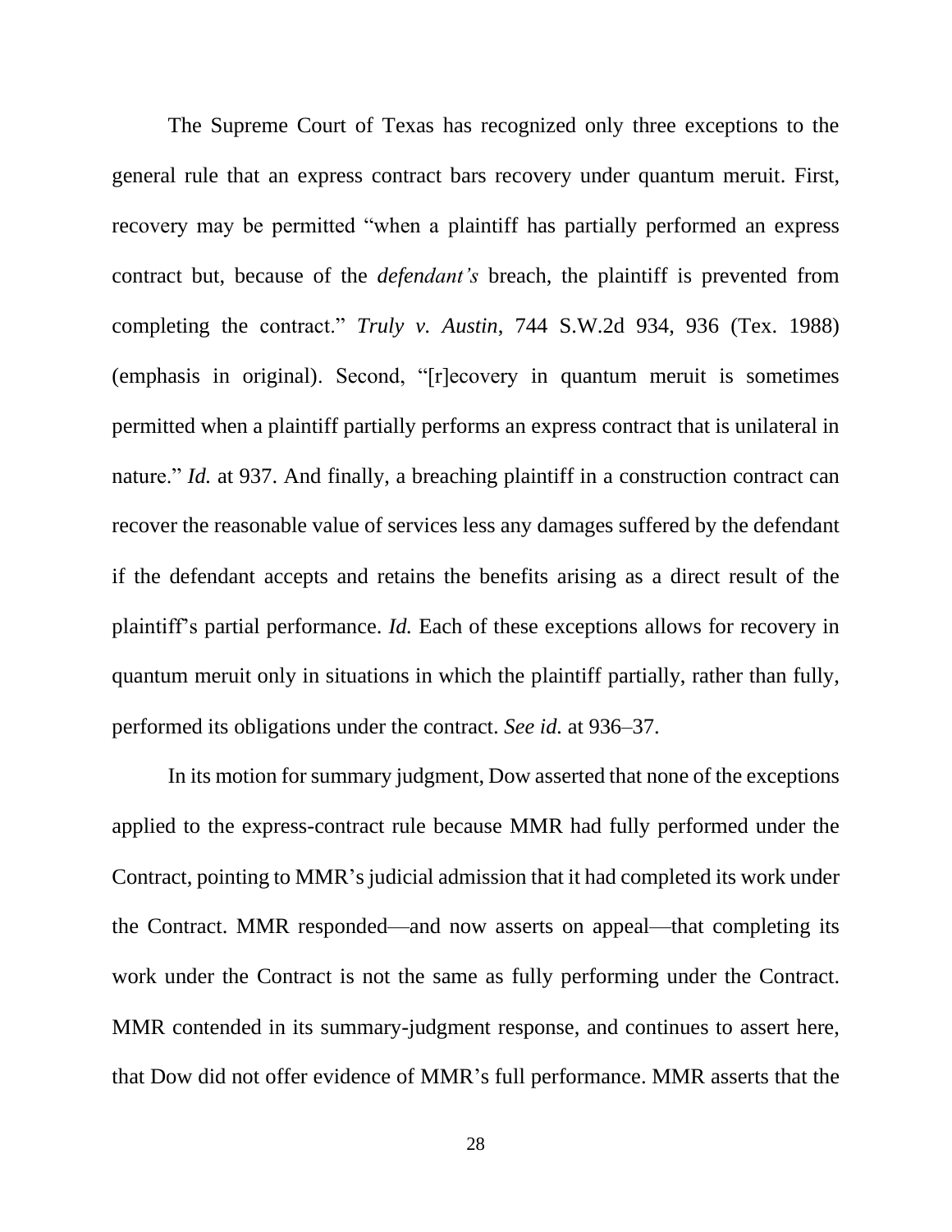The Supreme Court of Texas has recognized only three exceptions to the general rule that an express contract bars recovery under quantum meruit. First, recovery may be permitted "when a plaintiff has partially performed an express contract but, because of the *defendant's* breach, the plaintiff is prevented from completing the contract." *Truly v. Austin*, 744 S.W.2d 934, 936 (Tex. 1988) (emphasis in original). Second, "[r]ecovery in quantum meruit is sometimes permitted when a plaintiff partially performs an express contract that is unilateral in nature." *Id.* at 937. And finally, a breaching plaintiff in a construction contract can recover the reasonable value of services less any damages suffered by the defendant if the defendant accepts and retains the benefits arising as a direct result of the plaintiff's partial performance. *Id.* Each of these exceptions allows for recovery in quantum meruit only in situations in which the plaintiff partially, rather than fully, performed its obligations under the contract. *See id.* at 936–37.

In its motion for summary judgment, Dow asserted that none of the exceptions applied to the express-contract rule because MMR had fully performed under the Contract, pointing to MMR's judicial admission that it had completed its work under the Contract. MMR responded—and now asserts on appeal—that completing its work under the Contract is not the same as fully performing under the Contract. MMR contended in its summary-judgment response, and continues to assert here, that Dow did not offer evidence of MMR's full performance. MMR asserts that the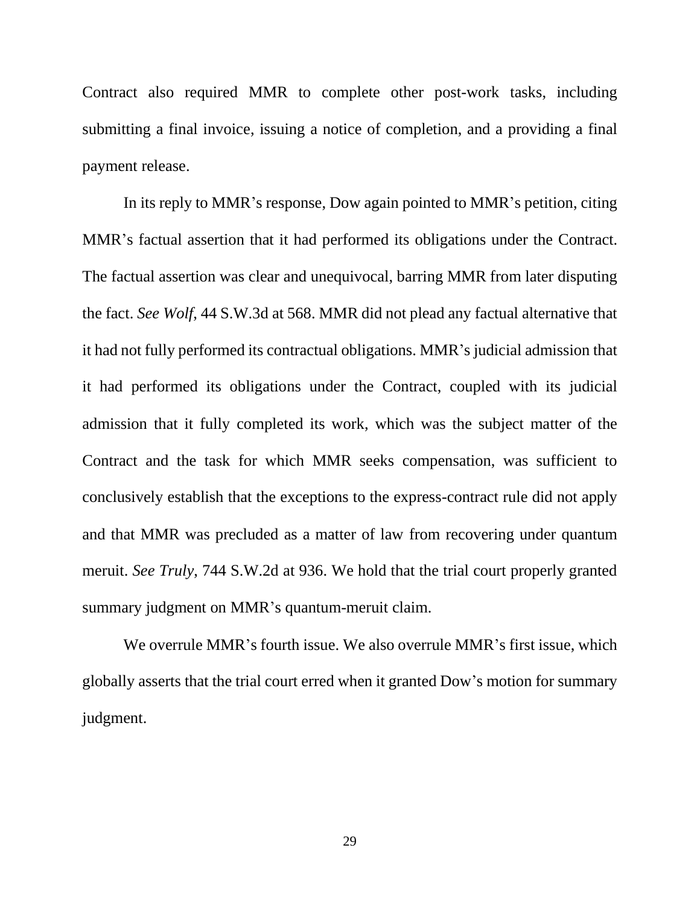Contract also required MMR to complete other post-work tasks, including submitting a final invoice, issuing a notice of completion, and a providing a final payment release.

In its reply to MMR's response, Dow again pointed to MMR's petition, citing MMR's factual assertion that it had performed its obligations under the Contract. The factual assertion was clear and unequivocal, barring MMR from later disputing the fact. *See Wolf*, 44 S.W.3d at 568. MMR did not plead any factual alternative that it had not fully performed its contractual obligations. MMR's judicial admission that it had performed its obligations under the Contract, coupled with its judicial admission that it fully completed its work, which was the subject matter of the Contract and the task for which MMR seeks compensation, was sufficient to conclusively establish that the exceptions to the express-contract rule did not apply and that MMR was precluded as a matter of law from recovering under quantum meruit. *See Truly*, 744 S.W.2d at 936. We hold that the trial court properly granted summary judgment on MMR's quantum-meruit claim.

We overrule MMR's fourth issue. We also overrule MMR's first issue, which globally asserts that the trial court erred when it granted Dow's motion for summary judgment.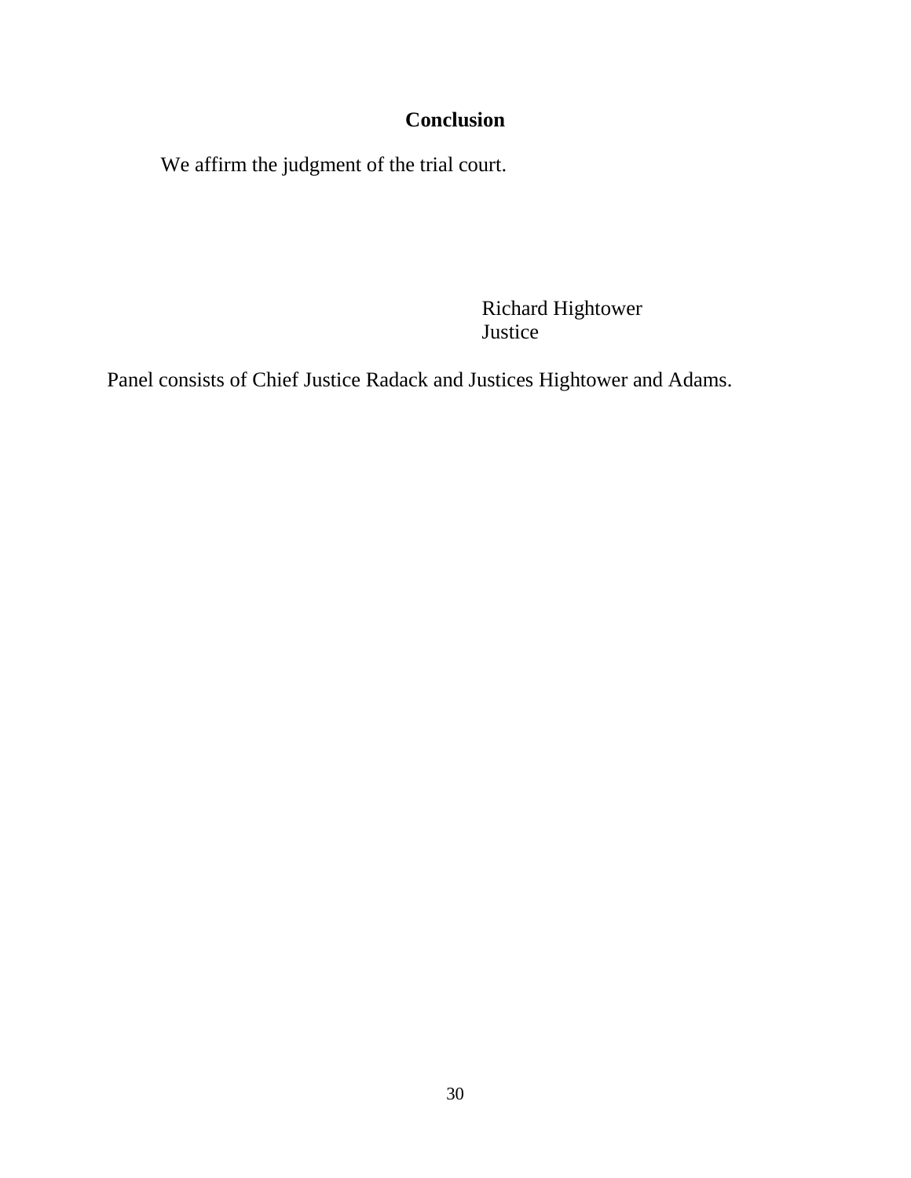## Conclusion

We affirm the judgment of the trial court.

Richard Hightower
Justice

Panel consists of Chief Justice Radack and Justices Hightower and Adams.